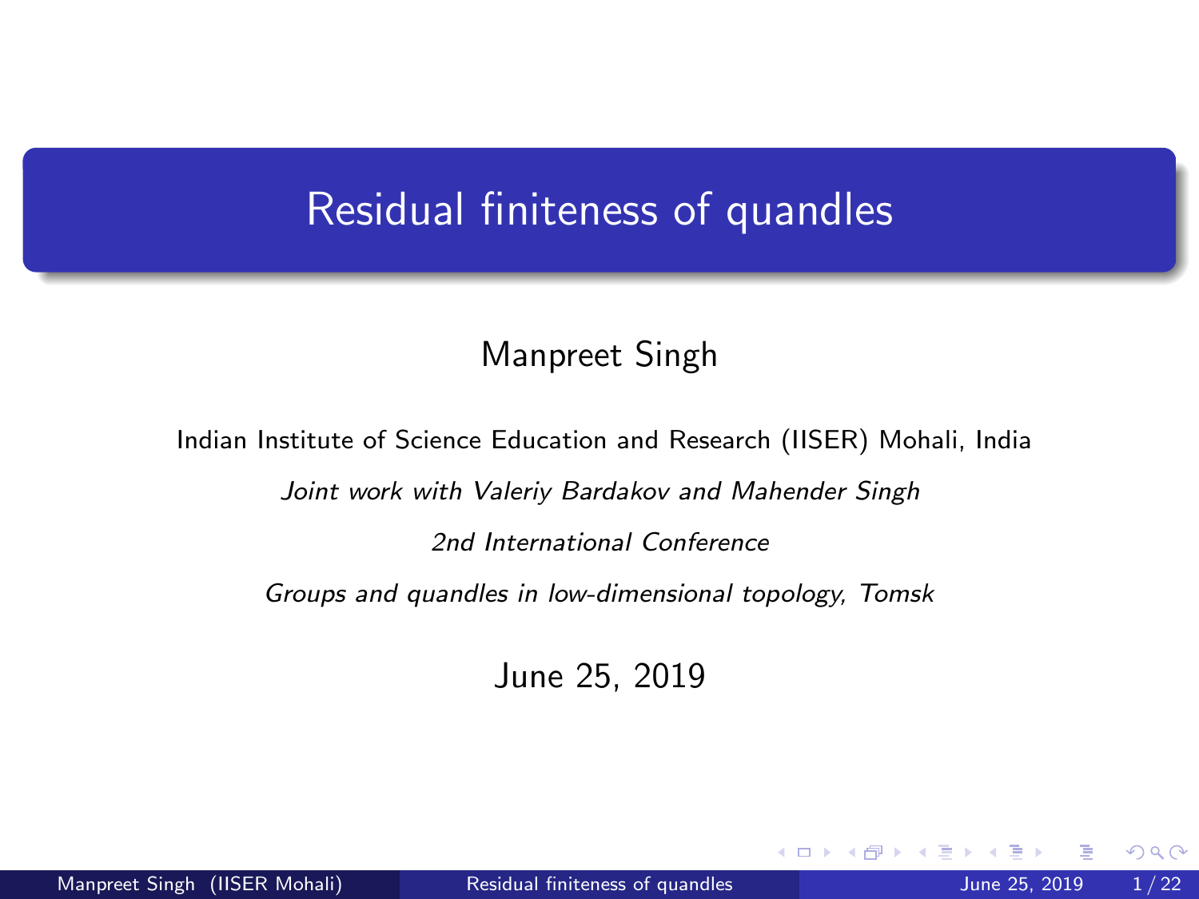# Residual finiteness of quandles

Manpreet Singh

Indian Institute of Science Education and Research (IISER) Mohali, India

*Joint work with Valeriy Bardakov and Mahender Singh*

*2nd International Conference*

*Groups and quandles in low-dimensional topology, Tomsk*

June 25, 2019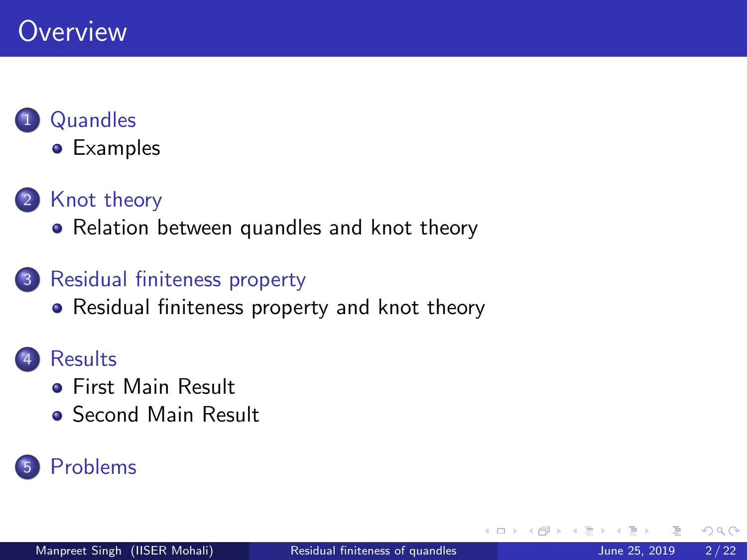# Overview

1. Quandles
   - Examples
2. Knot theory
   - Relation between quandles and knot theory
3. Residual finiteness property
   - Residual finiteness property and knot theory
4. Results
   - First Main Result
   - Second Main Result
5. Problems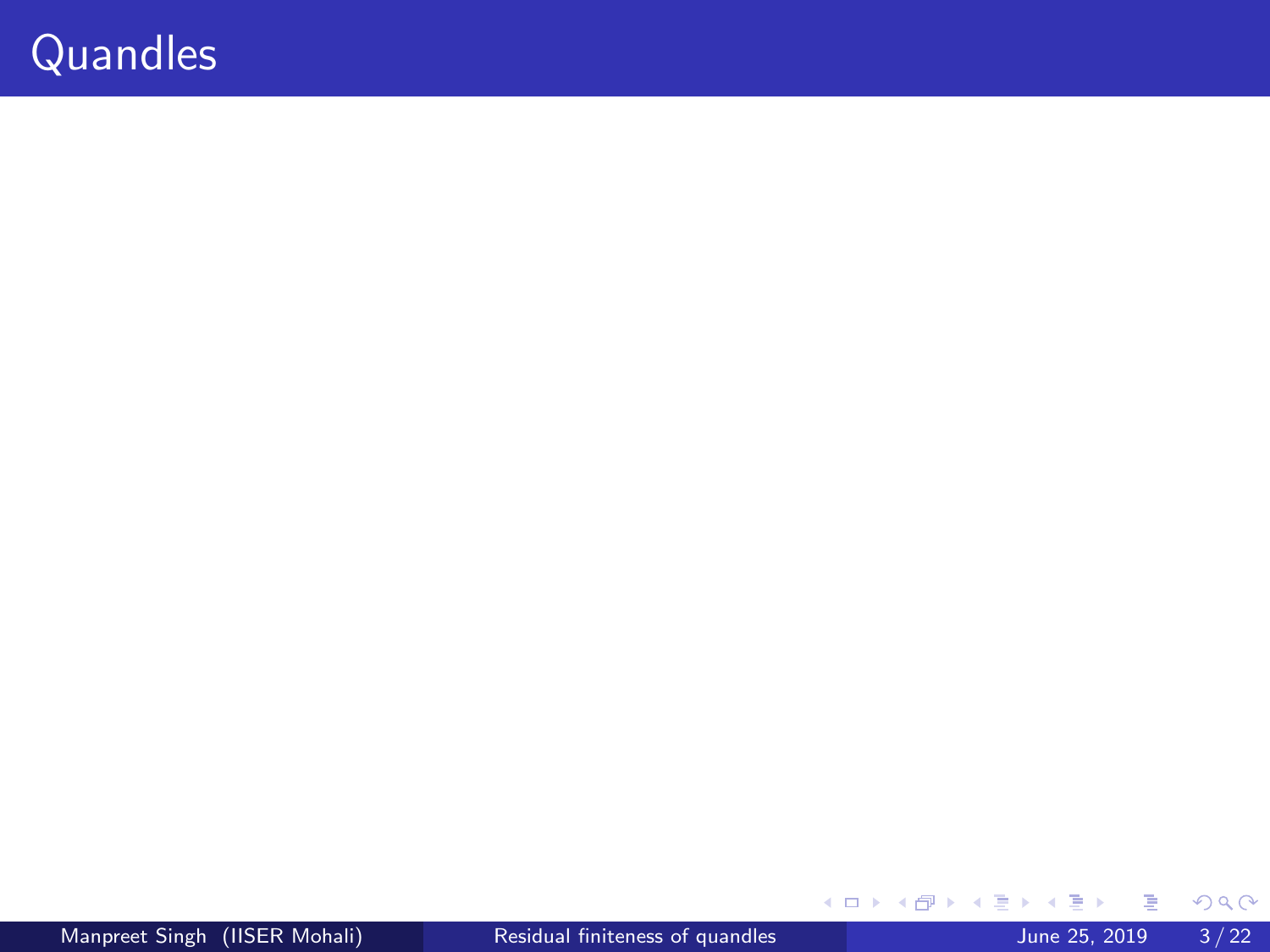# Quandles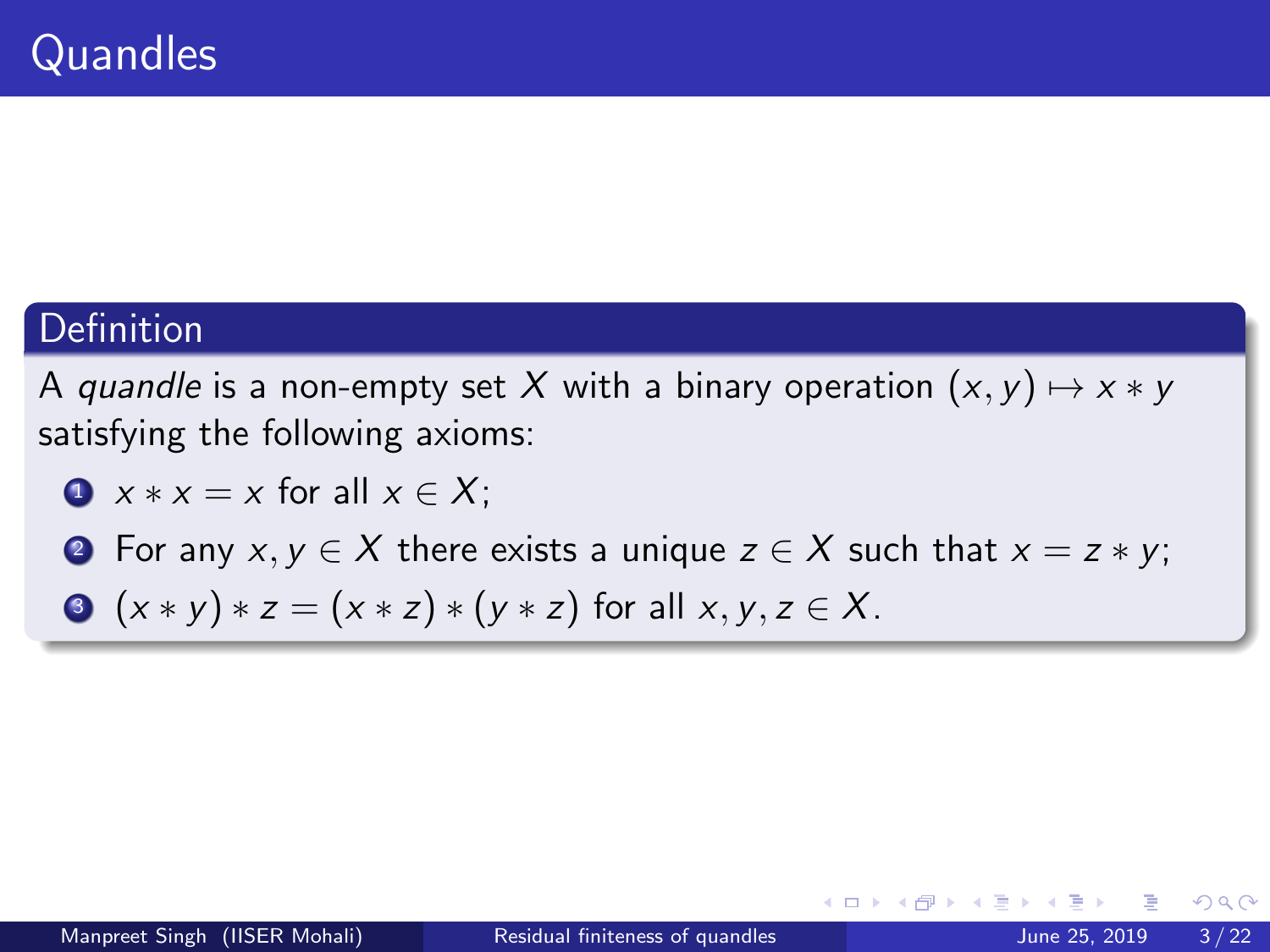# Quandles

**Definition**

A *quandle* is a non-empty set $X$ with a binary operation $(x, y) \mapsto x * y$ satisfying the following axioms:

1. $x * x = x$ for all $x \in X$;
2. For any $x, y \in X$ there exists a unique $z \in X$ such that $x = z * y$;
3. $(x * y) * z = (x * z) * (y * z)$ for all $x, y, z \in X$.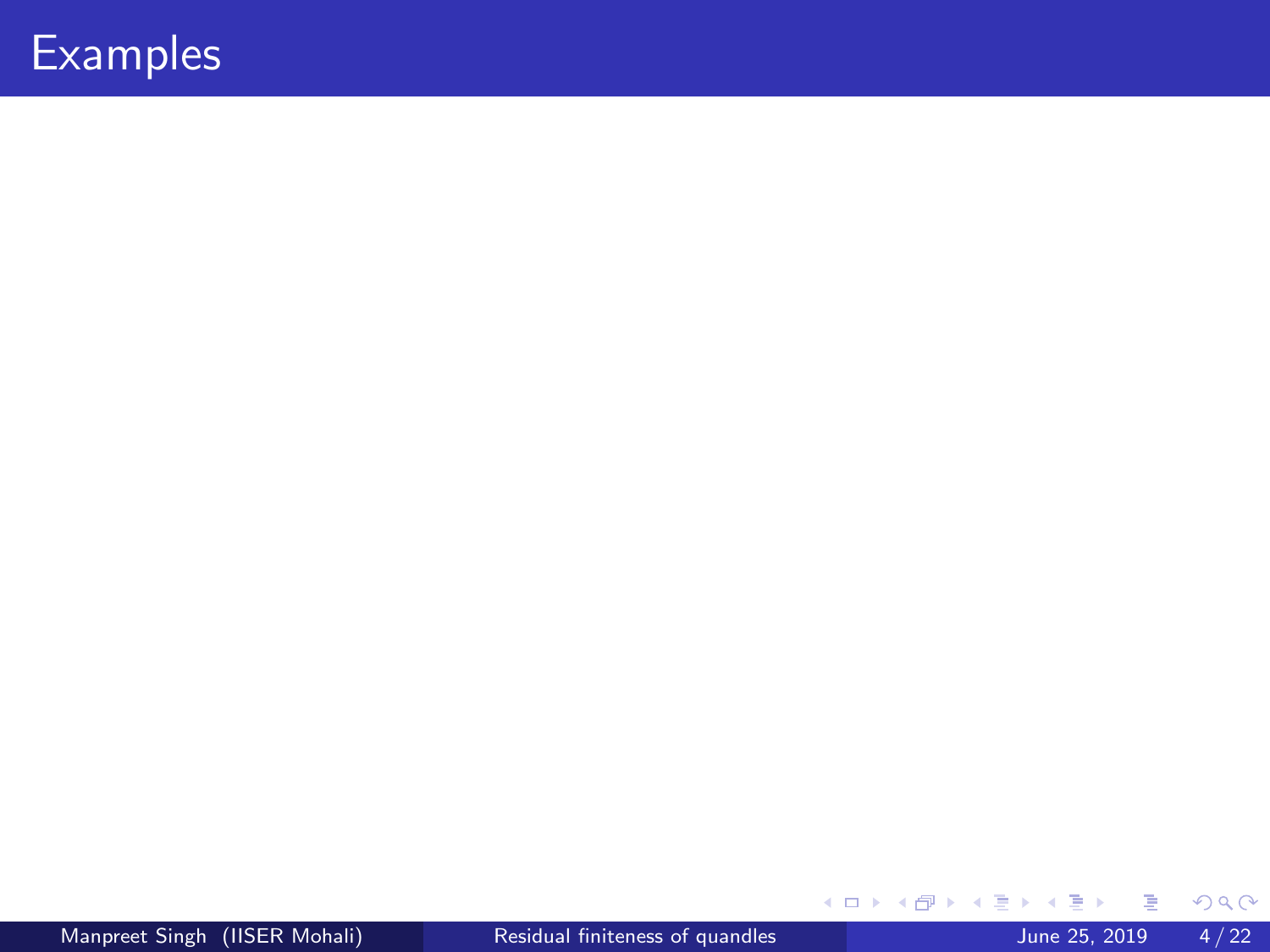# Examples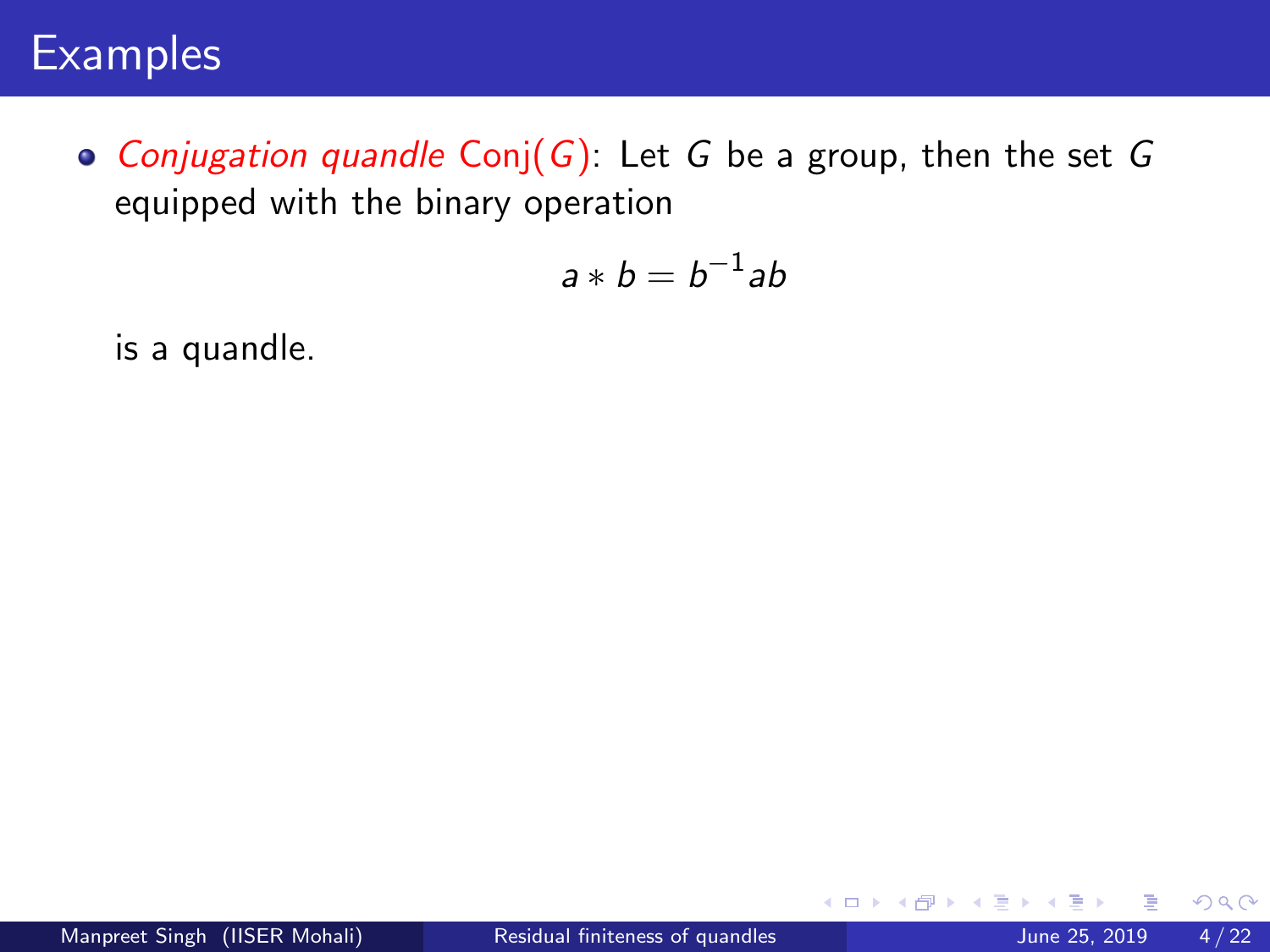# Examples

- *Conjugation quandle* Conj($G$): Let $G$ be a group, then the set $G$ equipped with the binary operation

$$a * b = b^{-1}ab$$

is a quandle.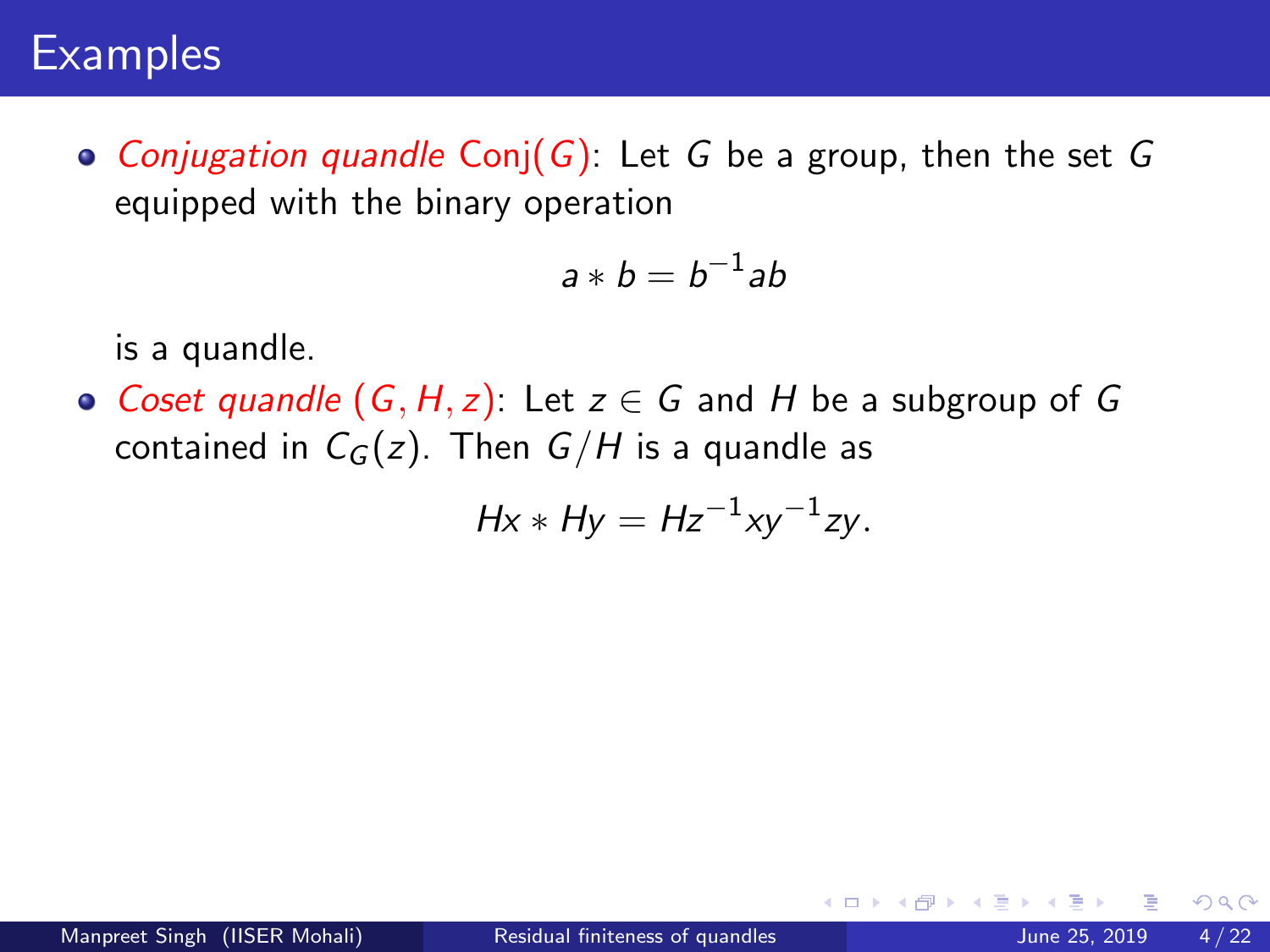# Examples

- *Conjugation quandle* Conj($G$): Let $G$ be a group, then the set $G$ equipped with the binary operation

$$a * b = b^{-1}ab$$

  is a quandle.

- *Coset quandle* $(G, H, z)$: Let $z \in G$ and $H$ be a subgroup of $G$ contained in $C_G(z)$. Then $G/H$ is a quandle as

$$Hx * Hy = Hz^{-1}xy^{-1}zy.$$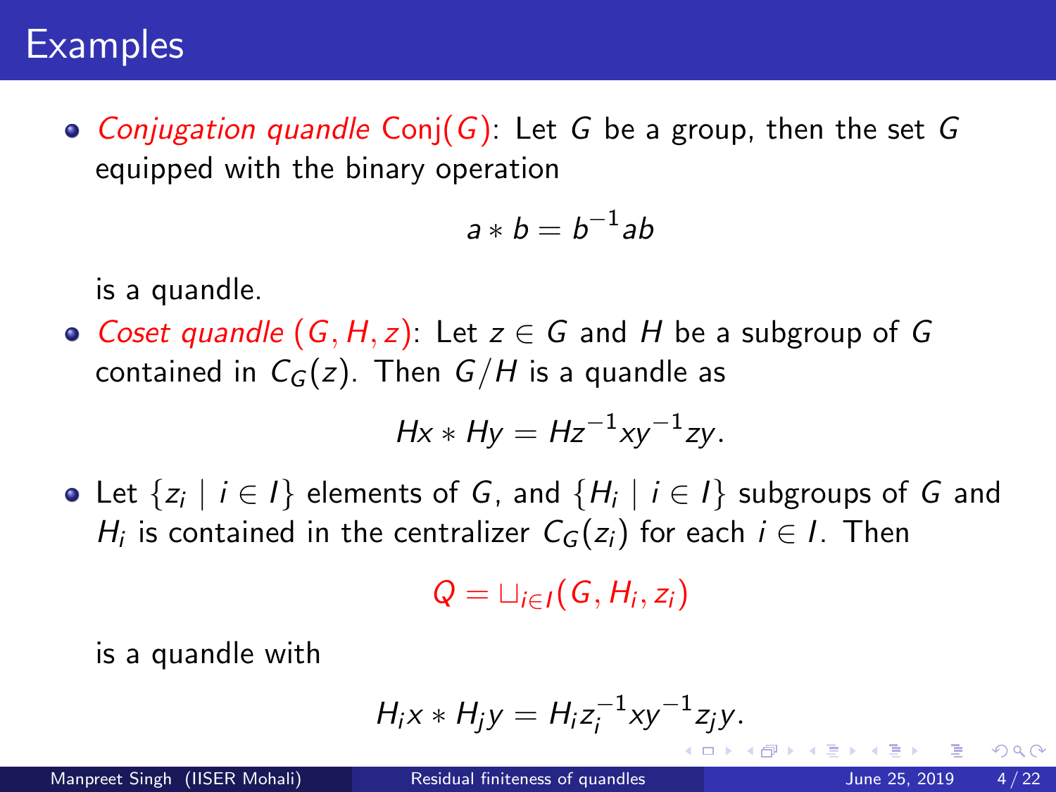# Examples

- *Conjugation quandle* Conj$(G)$: Let $G$ be a group, then the set $G$ equipped with the binary operation

$$a * b = b^{-1}ab$$

  is a quandle.

- *Coset quandle* $(G, H, z)$: Let $z \in G$ and $H$ be a subgroup of $G$ contained in $C_G(z)$. Then $G/H$ is a quandle as

$$Hx * Hy = Hz^{-1}xy^{-1}zy.$$

- Let $\{z_i \mid i \in I\}$ elements of $G$, and $\{H_i \mid i \in I\}$ subgroups of $G$ and $H_i$ is contained in the centralizer $C_G(z_i)$ for each $i \in I$. Then

$$Q = \sqcup_{i \in I}(G, H_i, z_i)$$

  is a quandle with

$$H_i x * H_j y = H_i z_i^{-1} x y^{-1} z_j y.$$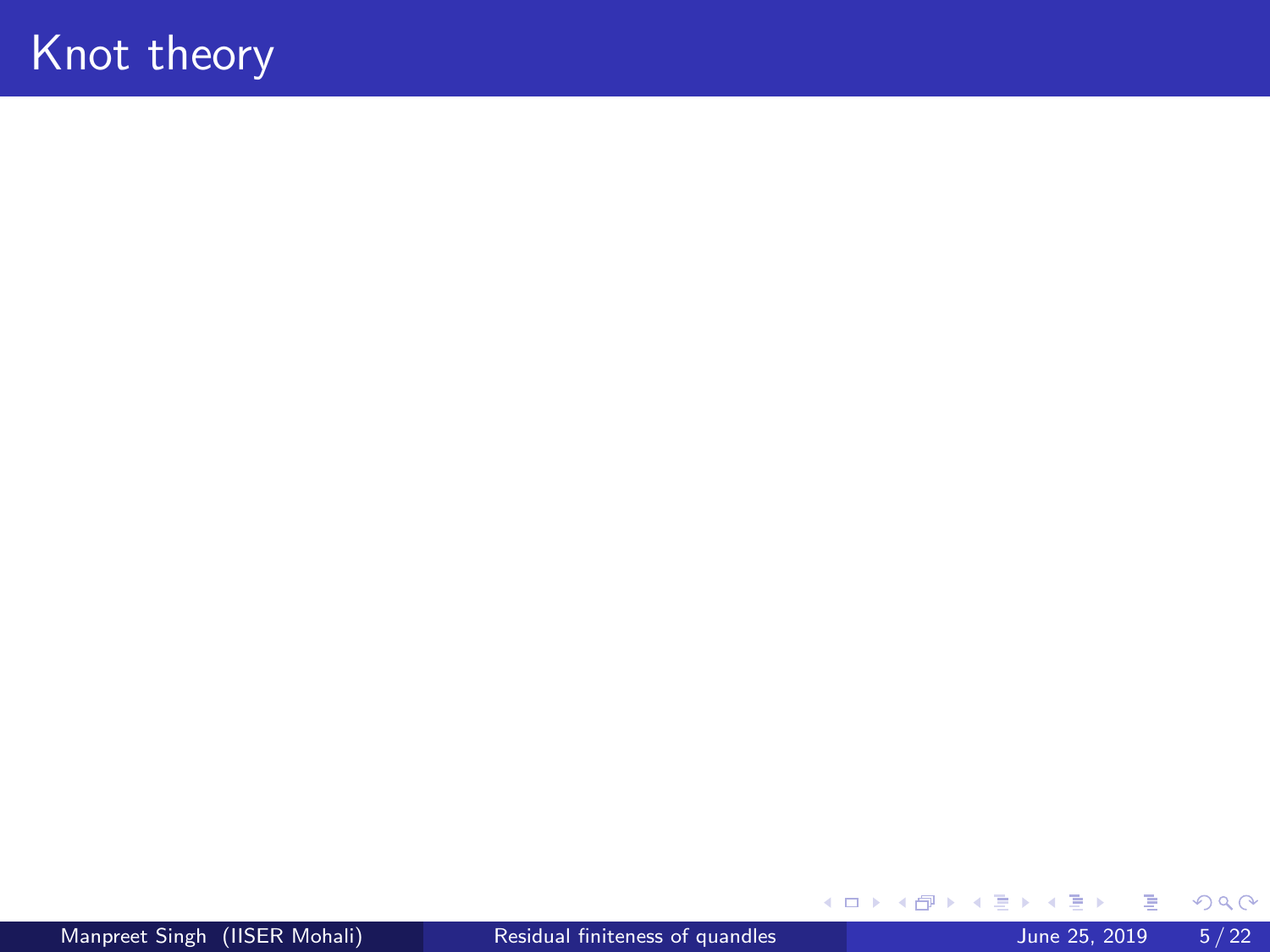# Knot theory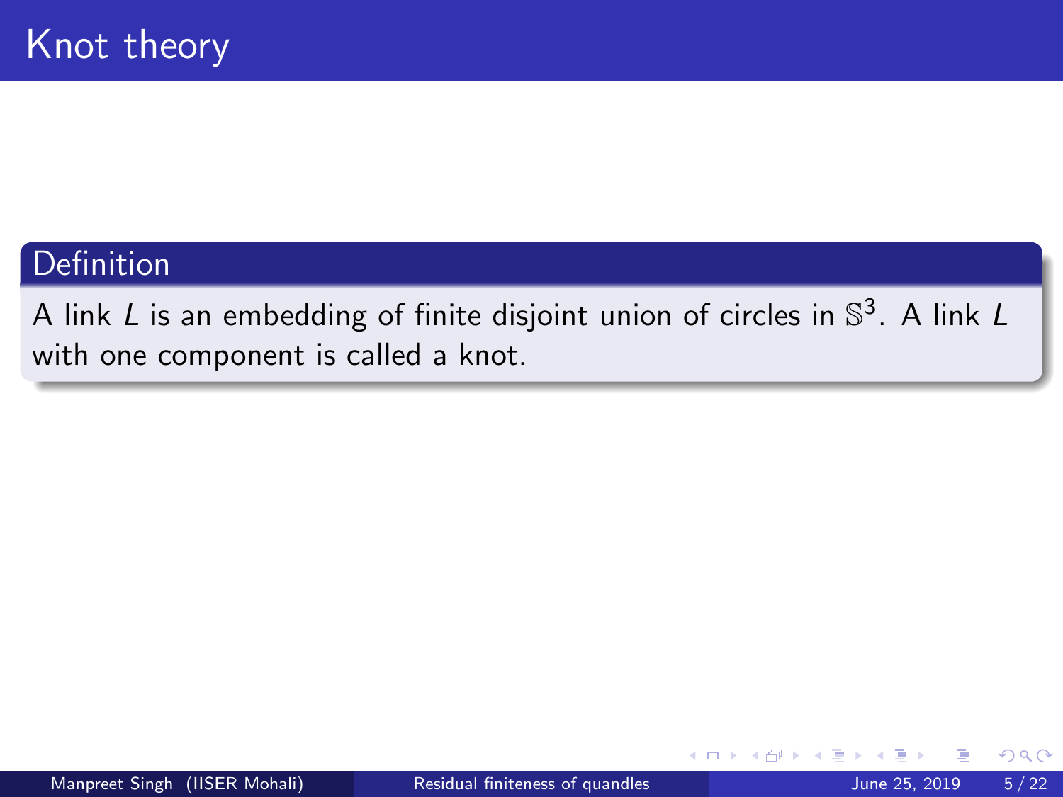# Knot theory

**Definition**

A link $L$ is an embedding of finite disjoint union of circles in $\mathbb{S}^3$. A link $L$ with one component is called a knot.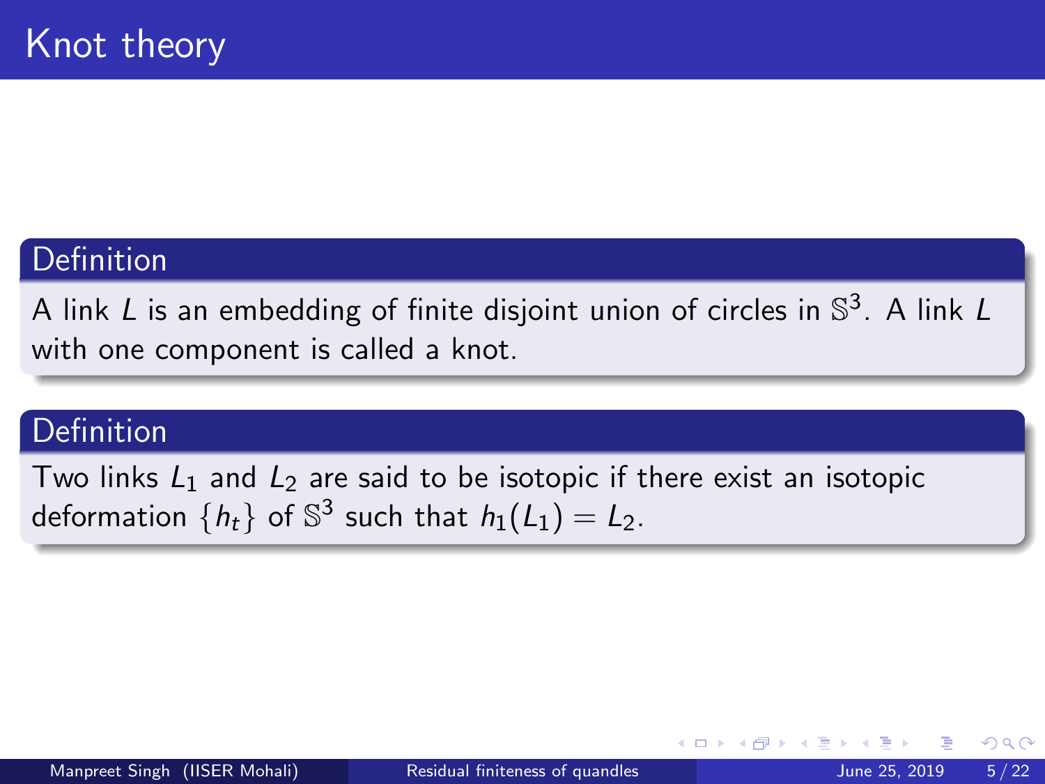# Knot theory

**Definition**

A link $L$ is an embedding of finite disjoint union of circles in $\mathbb{S}^3$. A link $L$ with one component is called a knot.

**Definition**

Two links $L_1$ and $L_2$ are said to be isotopic if there exist an isotopic deformation $\{h_t\}$ of $\mathbb{S}^3$ such that $h_1(L_1) = L_2$.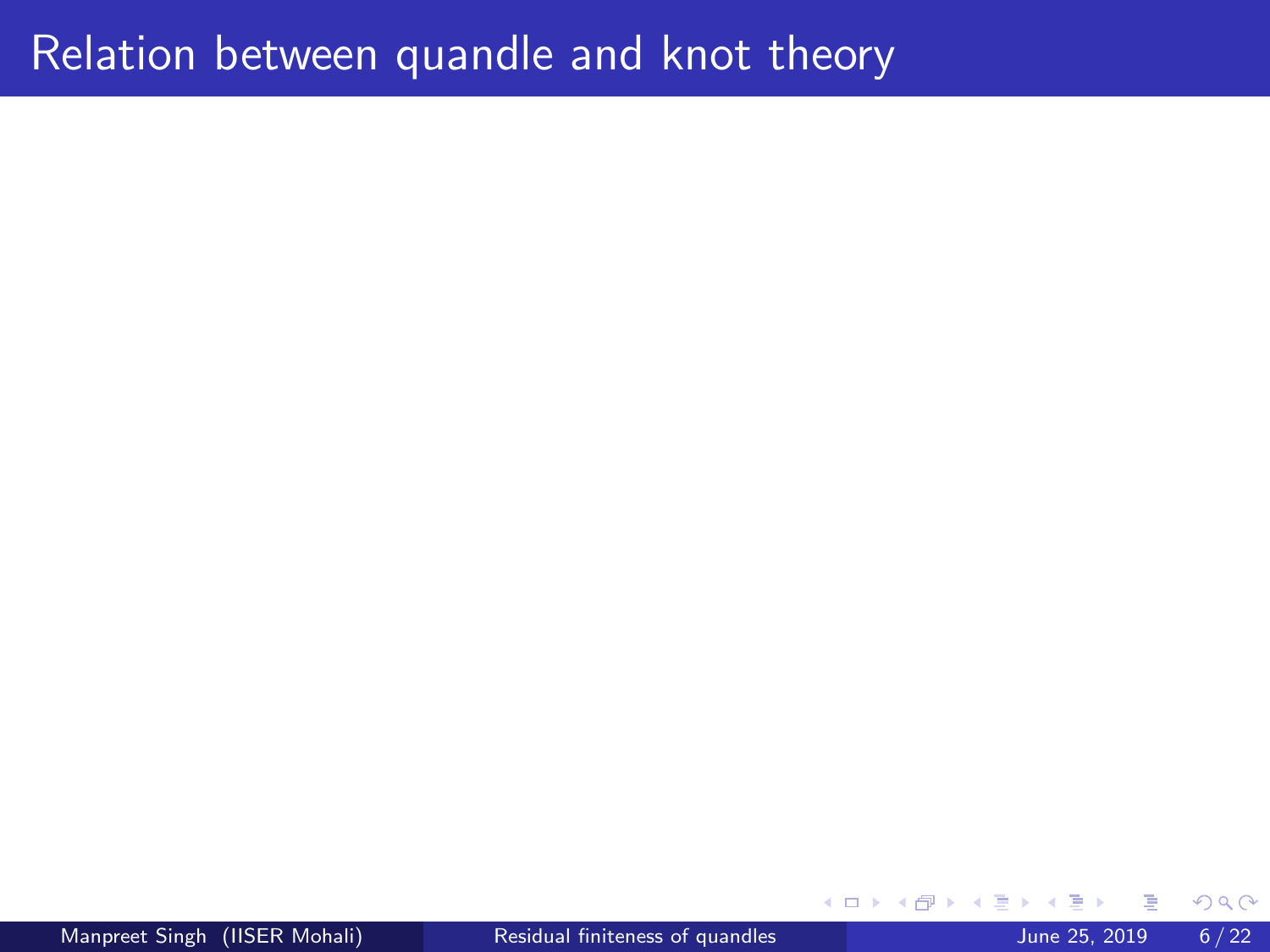# Relation between quandle and knot theory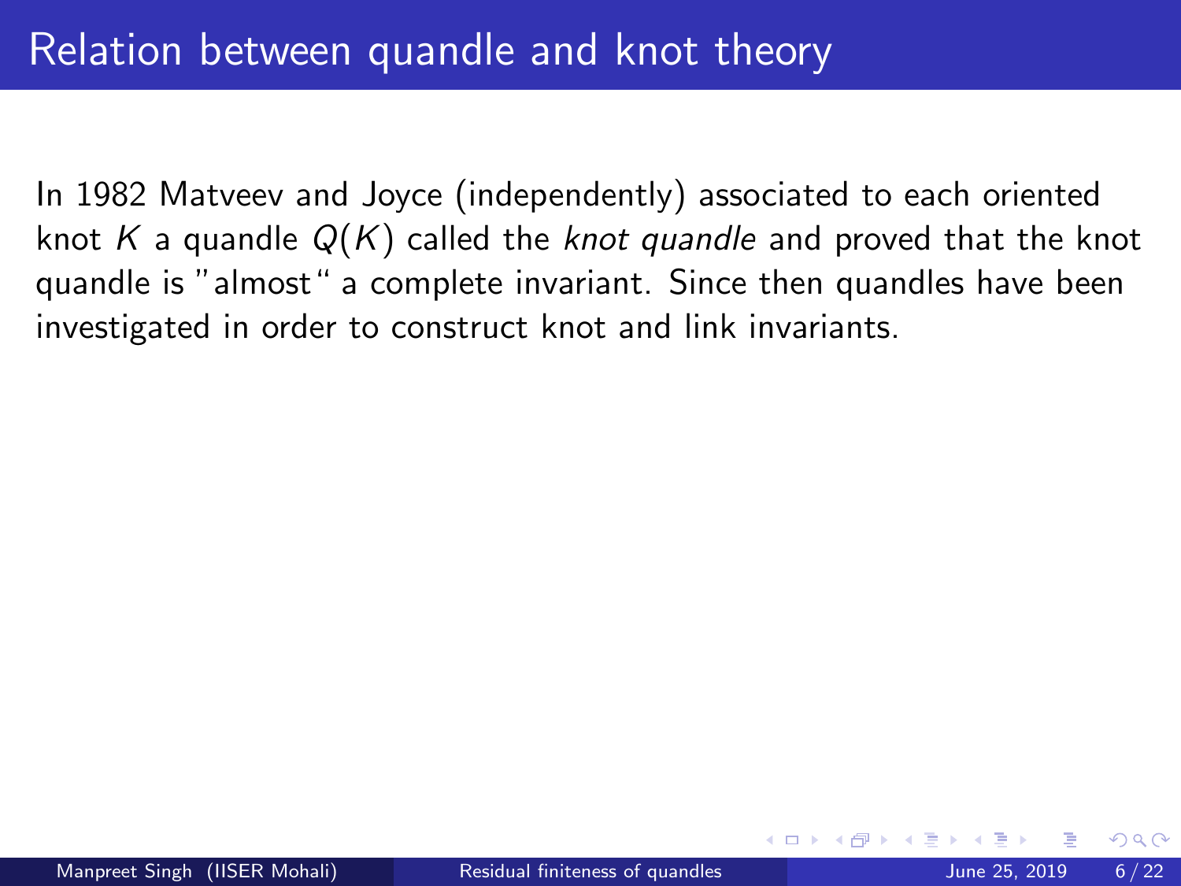# Relation between quandle and knot theory

In 1982 Matveev and Joyce (independently) associated to each oriented knot $K$ a quandle $Q(K)$ called the *knot quandle* and proved that the knot quandle is "almost" a complete invariant. Since then quandles have been investigated in order to construct knot and link invariants.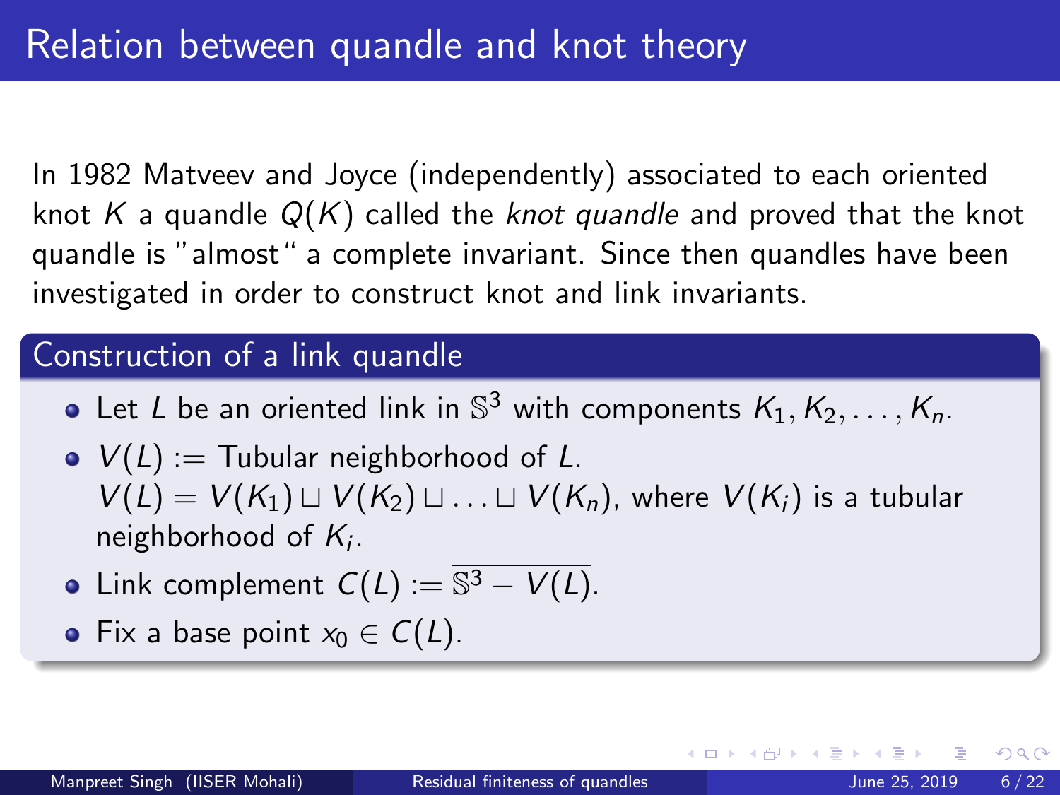# Relation between quandle and knot theory

In 1982 Matveev and Joyce (independently) associated to each oriented knot $K$ a quandle $Q(K)$ called the *knot quandle* and proved that the knot quandle is "almost" a complete invariant. Since then quandles have been investigated in order to construct knot and link invariants.

## Construction of a link quandle

- Let $L$ be an oriented link in $\mathbb{S}^3$ with components $K_1, K_2, \ldots, K_n$.
- $V(L) :=$ Tubular neighborhood of $L$.
  $V(L) = V(K_1) \sqcup V(K_2) \sqcup \ldots \sqcup V(K_n)$, where $V(K_i)$ is a tubular neighborhood of $K_i$.
- Link complement $C(L) := \overline{\mathbb{S}^3 - V(L)}$.
- Fix a base point $x_0 \in C(L)$.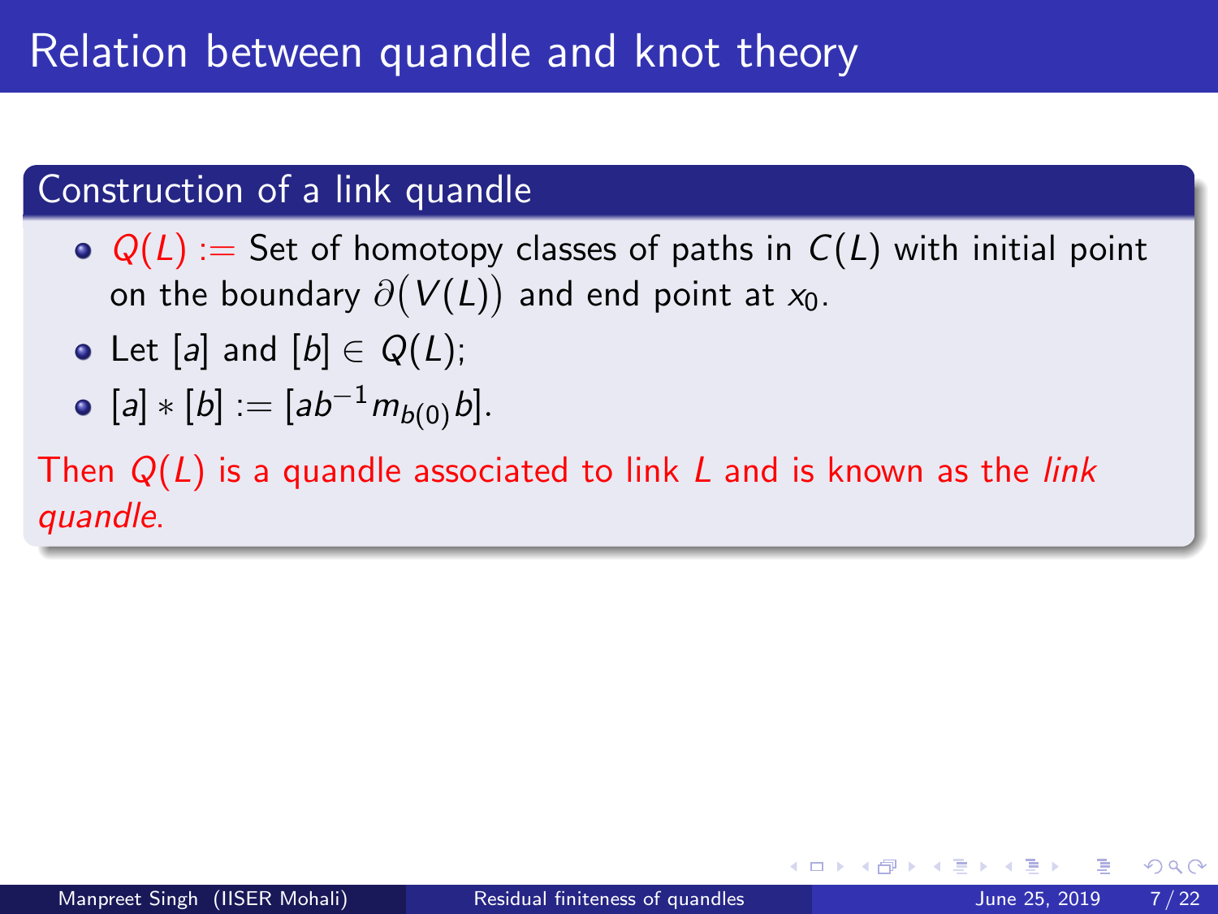# Relation between quandle and knot theory

## Construction of a link quandle

- $Q(L) :=$ Set of homotopy classes of paths in $C(L)$ with initial point on the boundary $\partial\big(V(L)\big)$ and end point at $x_0$.
- Let $[a]$ and $[b] \in Q(L)$;
- $[a] * [b] := [ab^{-1}m_{b(0)}b]$.

Then $Q(L)$ is a quandle associated to link $L$ and is known as the *link quandle*.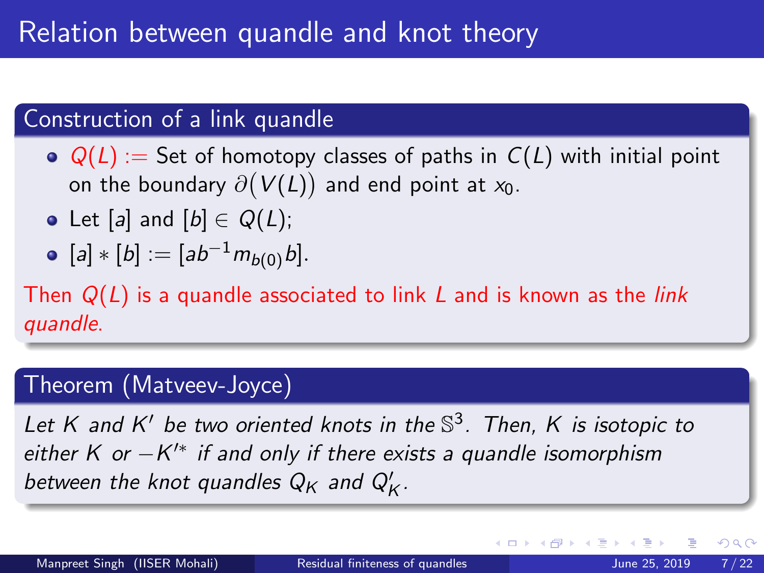# Relation between quandle and knot theory

## Construction of a link quandle

- $Q(L) :=$ Set of homotopy classes of paths in $C(L)$ with initial point on the boundary $\partial(V(L))$ and end point at $x_0$.
- Let $[a]$ and $[b] \in Q(L)$;
- $[a] * [b] := [ab^{-1}m_{b(0)}b]$.

Then $Q(L)$ is a quandle associated to link $L$ and is known as the *link quandle*.

## Theorem (Matveev-Joyce)

*Let $K$ and $K'$ be two oriented knots in the $\mathbb{S}^3$. Then, $K$ is isotopic to either $K$ or $-K'^{*}$ if and only if there exists a quandle isomorphism between the knot quandles $Q_K$ and $Q'_K$.*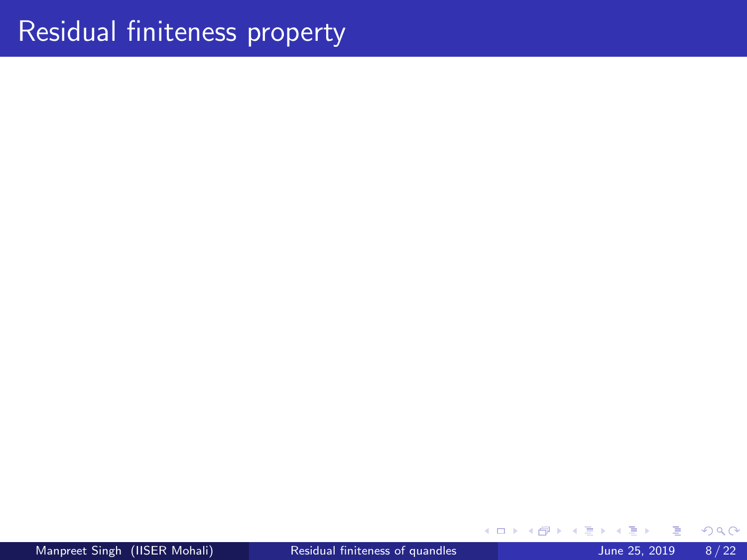# Residual finiteness property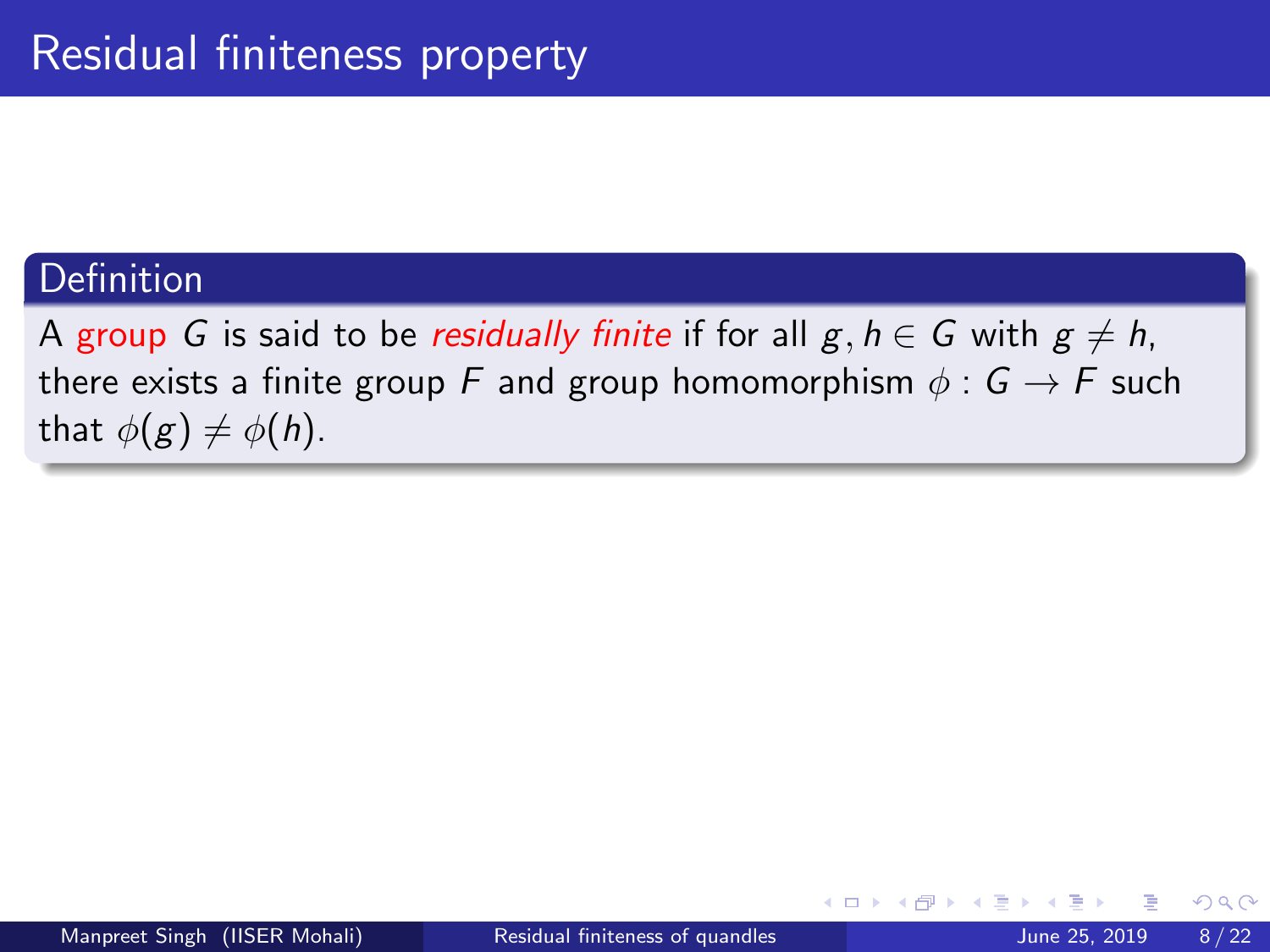# Residual finiteness property

**Definition**

A group $G$ is said to be *residually finite* if for all $g, h \in G$ with $g \neq h$, there exists a finite group $F$ and group homomorphism $\phi : G \to F$ such that $\phi(g) \neq \phi(h)$.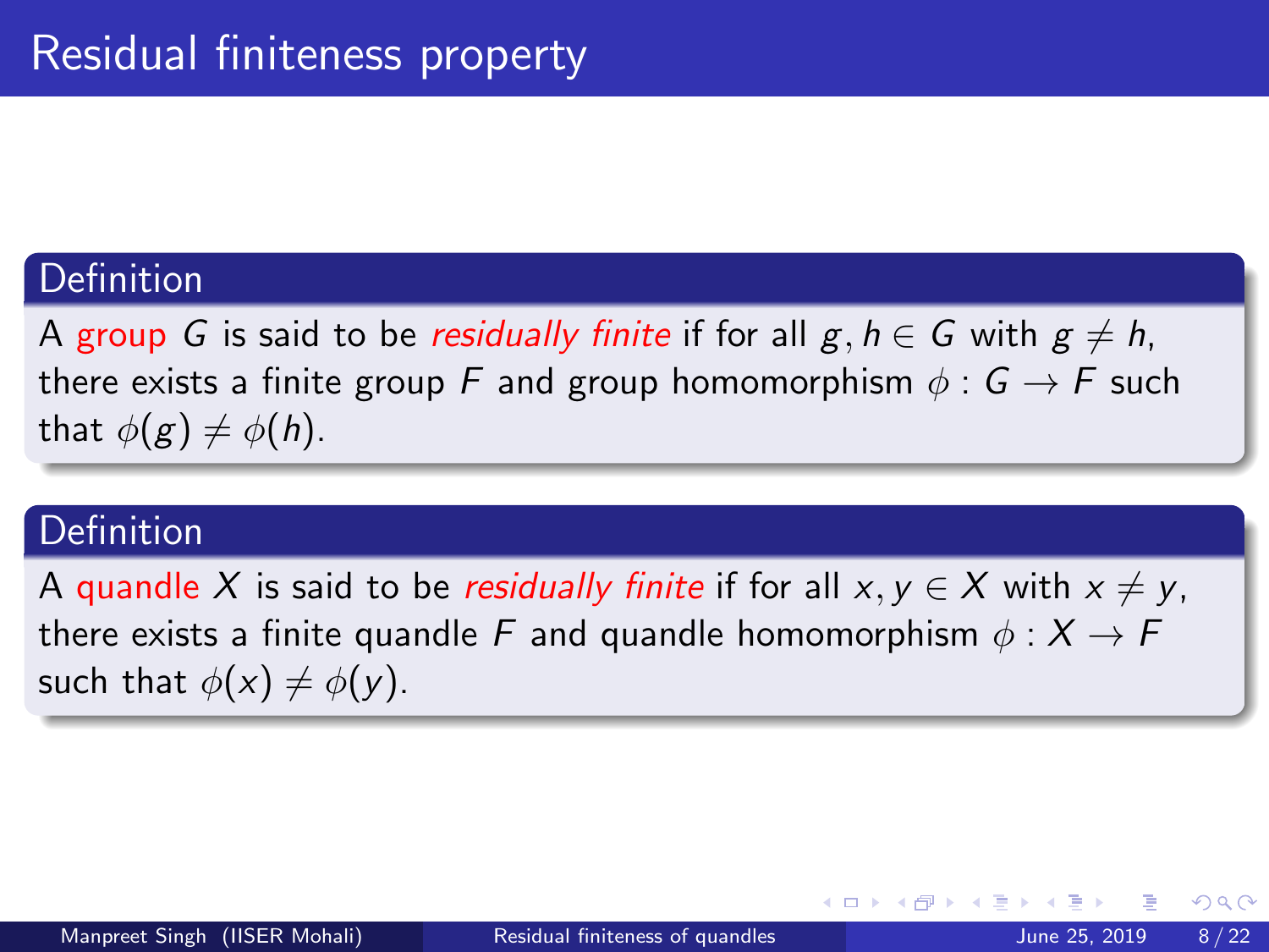# Residual finiteness property

**Definition**

A group $G$ is said to be *residually finite* if for all $g, h \in G$ with $g \neq h$, there exists a finite group $F$ and group homomorphism $\phi : G \to F$ such that $\phi(g) \neq \phi(h)$.

**Definition**

A quandle $X$ is said to be *residually finite* if for all $x, y \in X$ with $x \neq y$, there exists a finite quandle $F$ and quandle homomorphism $\phi : X \to F$ such that $\phi(x) \neq \phi(y)$.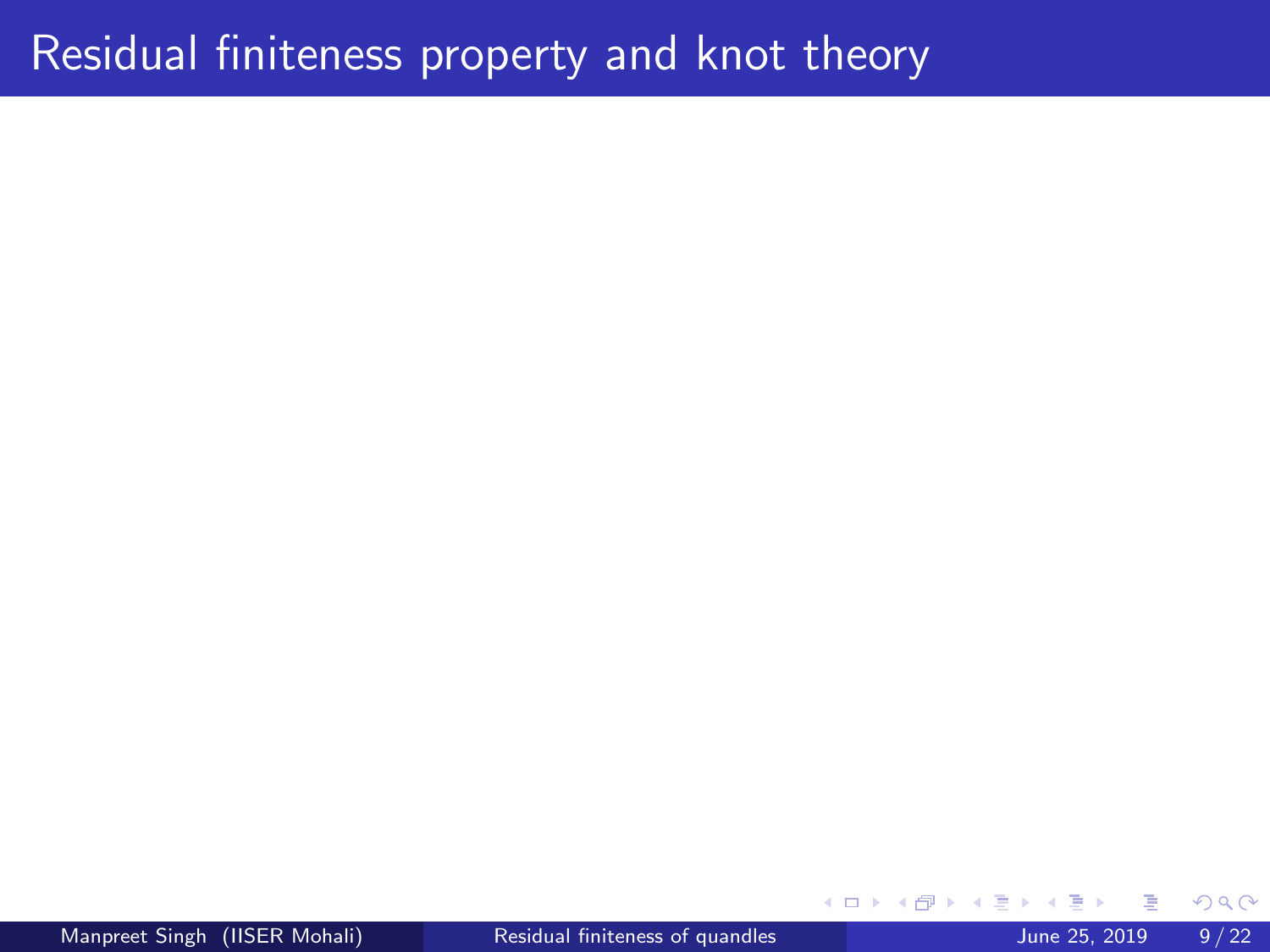# Residual finiteness property and knot theory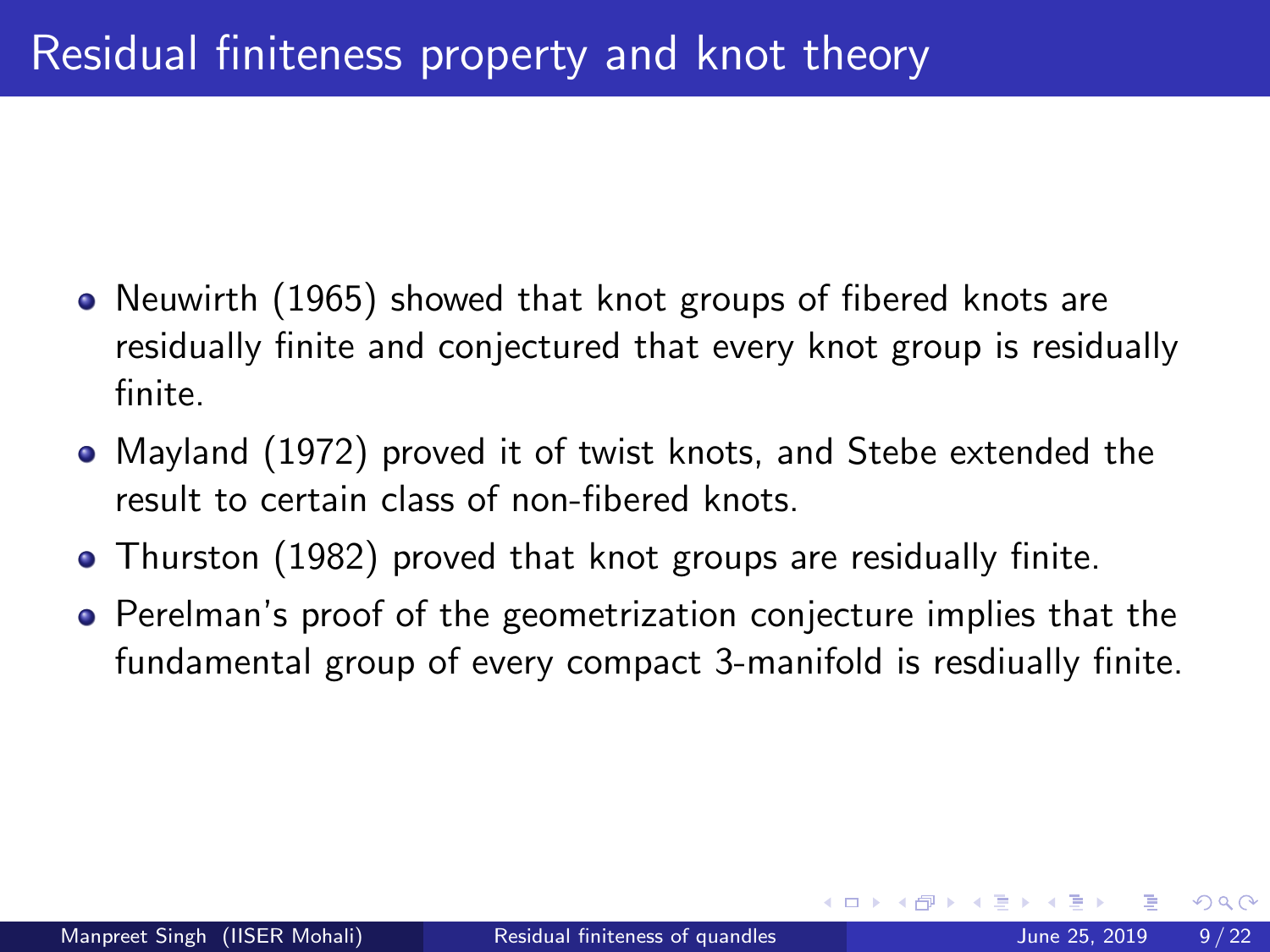# Residual finiteness property and knot theory

- Neuwirth (1965) showed that knot groups of fibered knots are residually finite and conjectured that every knot group is residually finite.
- Mayland (1972) proved it of twist knots, and Stebe extended the result to certain class of non-fibered knots.
- Thurston (1982) proved that knot groups are residually finite.
- Perelman's proof of the geometrization conjecture implies that the fundamental group of every compact 3-manifold is resdiually finite.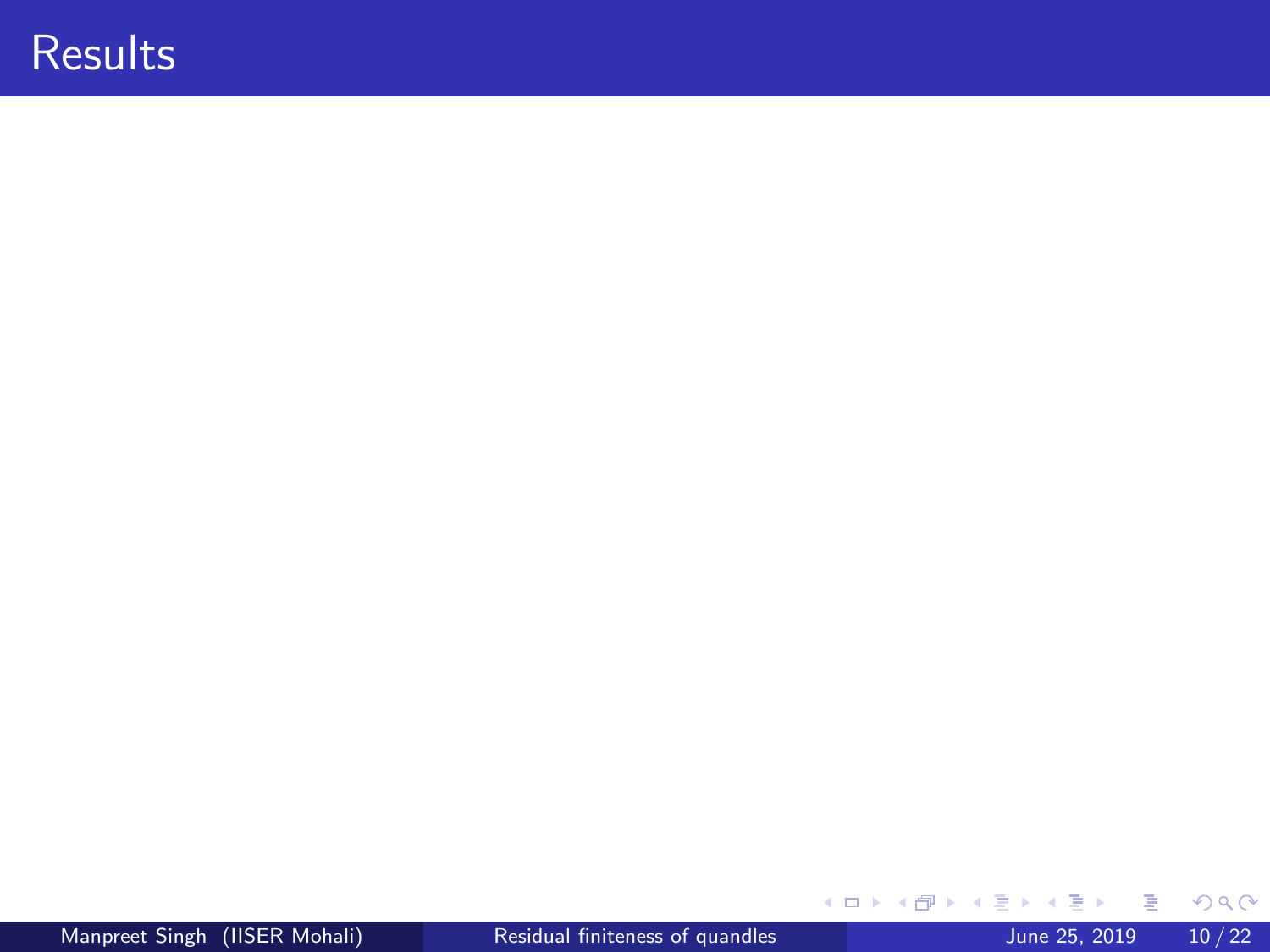# Results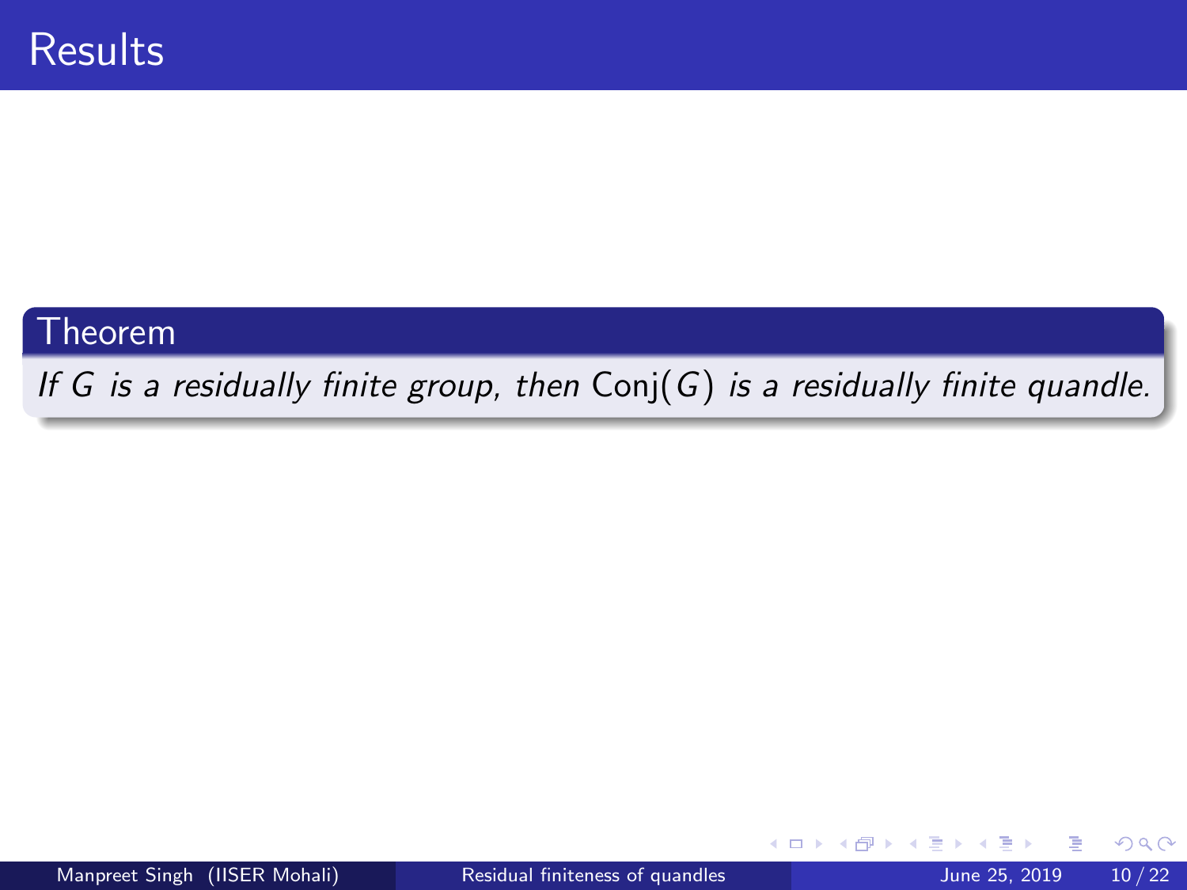# Results

**Theorem**

*If $G$ is a residually finite group, then $\operatorname{Conj}(G)$ is a residually finite quandle.*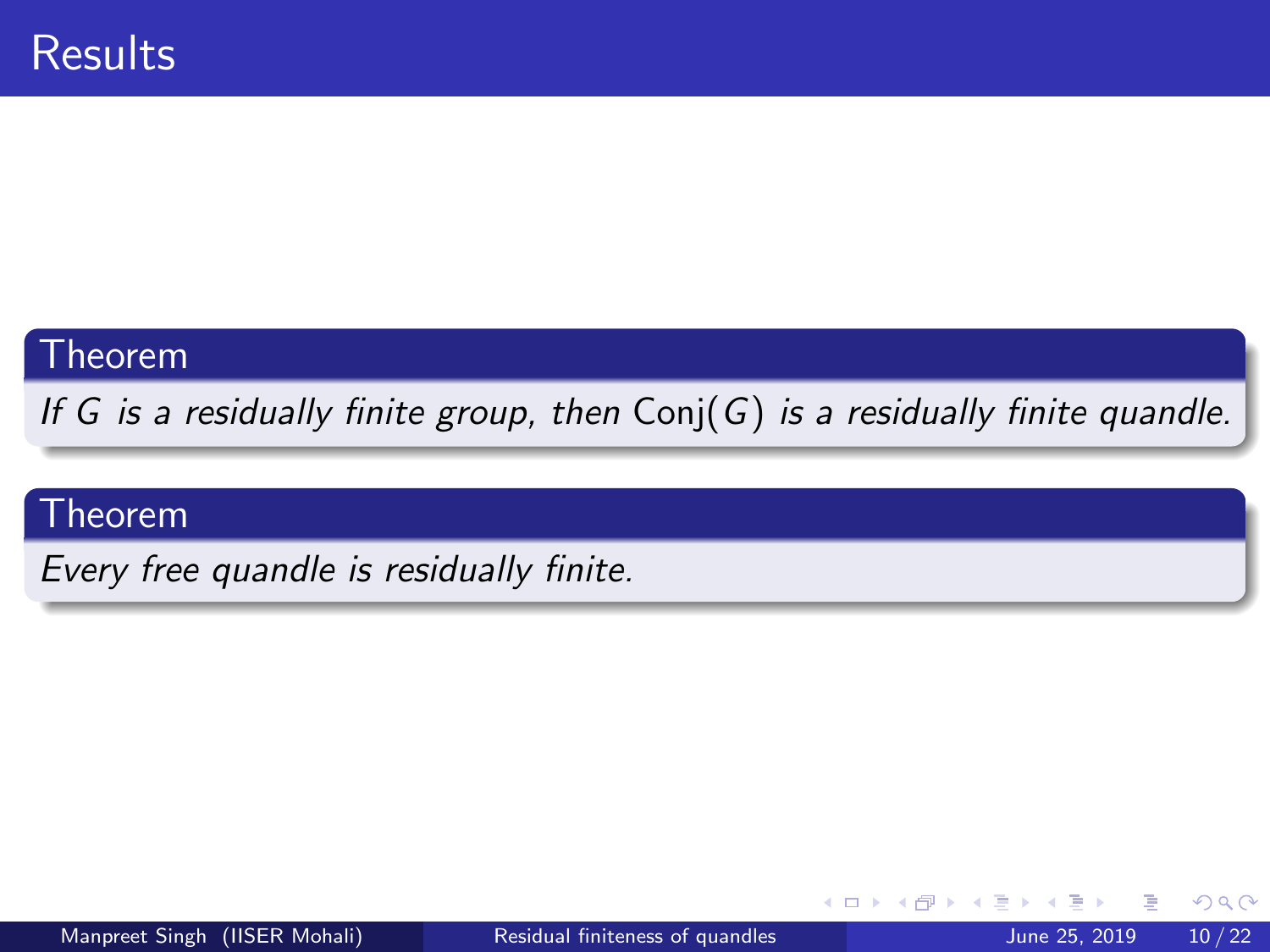# Results

**Theorem**

*If $G$ is a residually finite group, then $\text{Conj}(G)$ is a residually finite quandle.*

**Theorem**

*Every free quandle is residually finite.*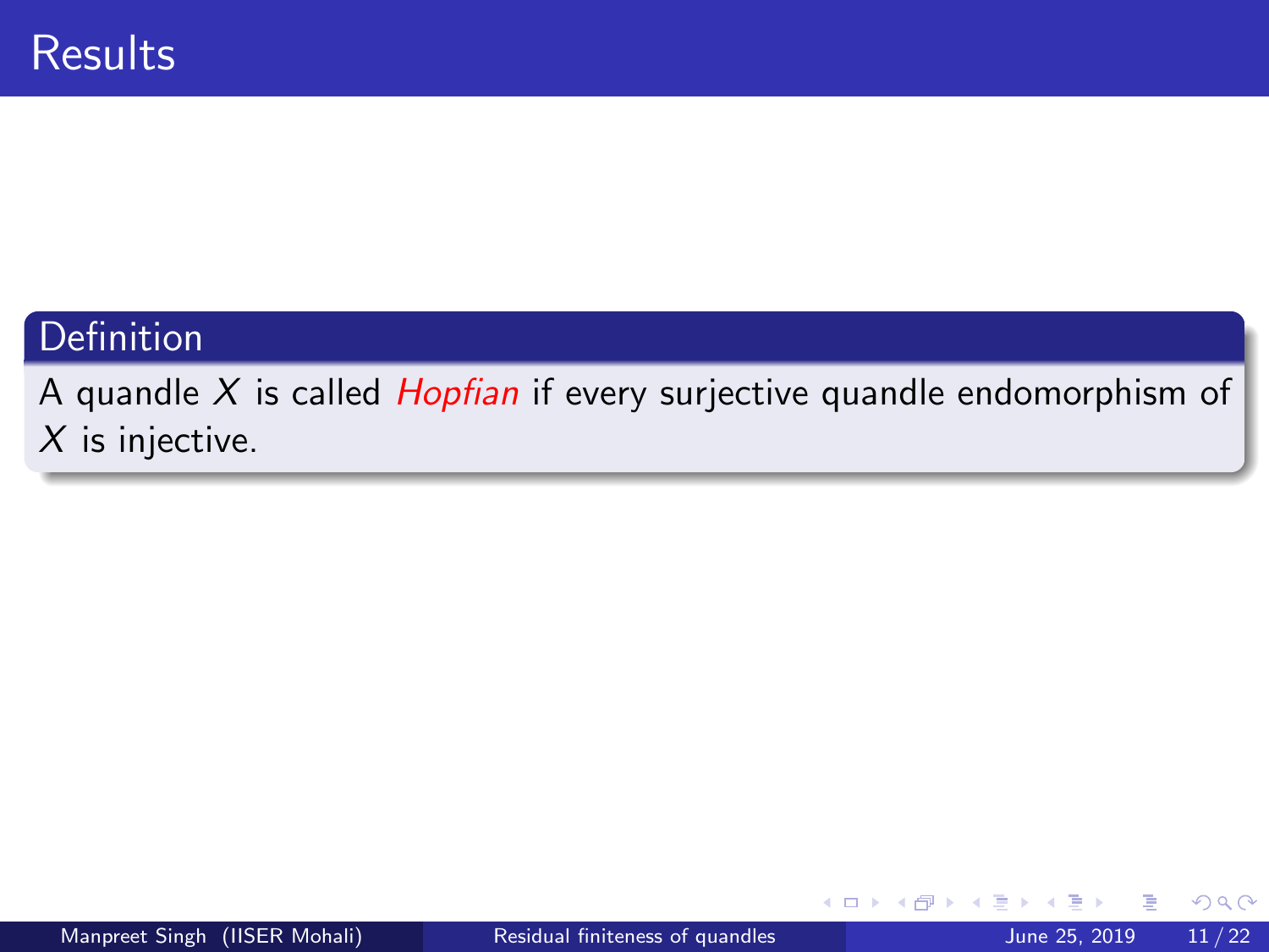# Results

**Definition**

A quandle $X$ is called *Hopfian* if every surjective quandle endomorphism of $X$ is injective.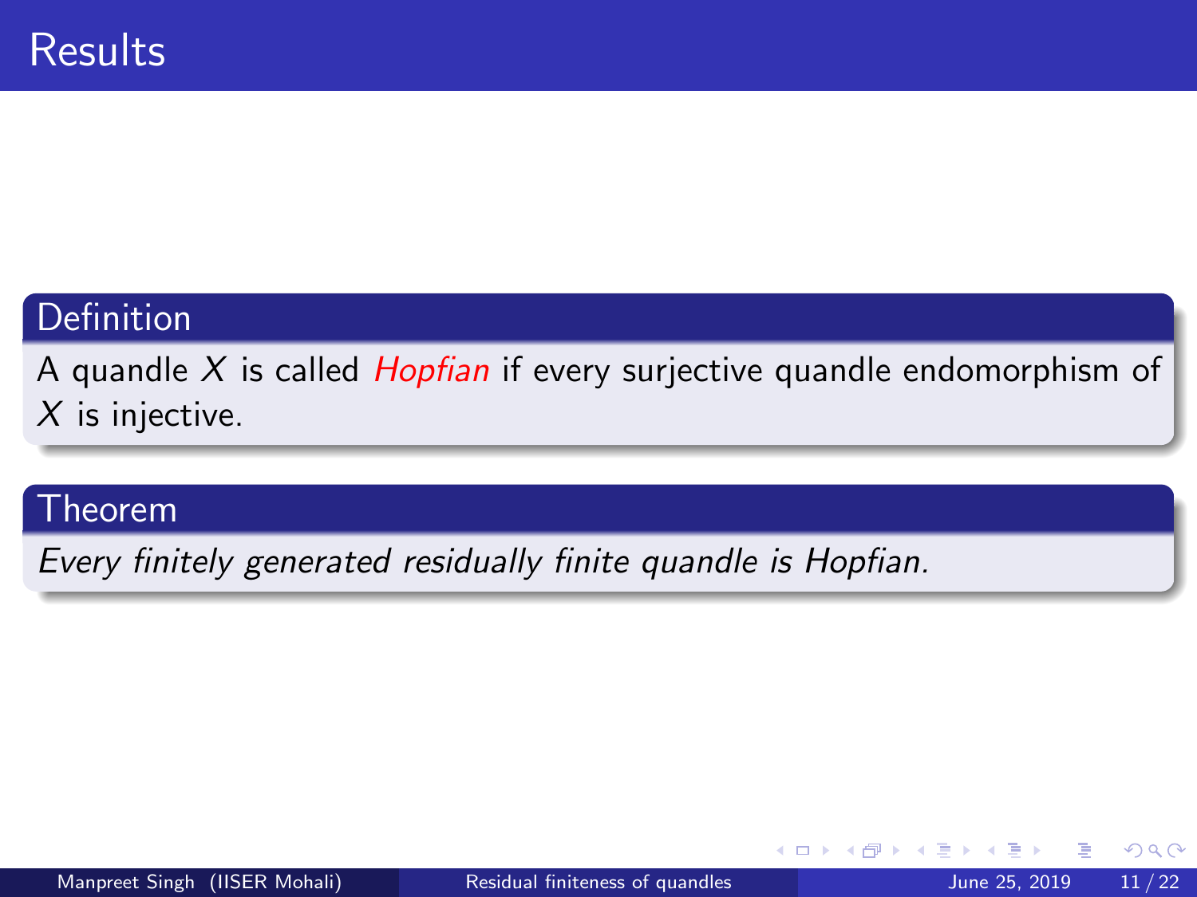# Results

**Definition**

A quandle $X$ is called *Hopfian* if every surjective quandle endomorphism of $X$ is injective.

**Theorem**

*Every finitely generated residually finite quandle is Hopfian.*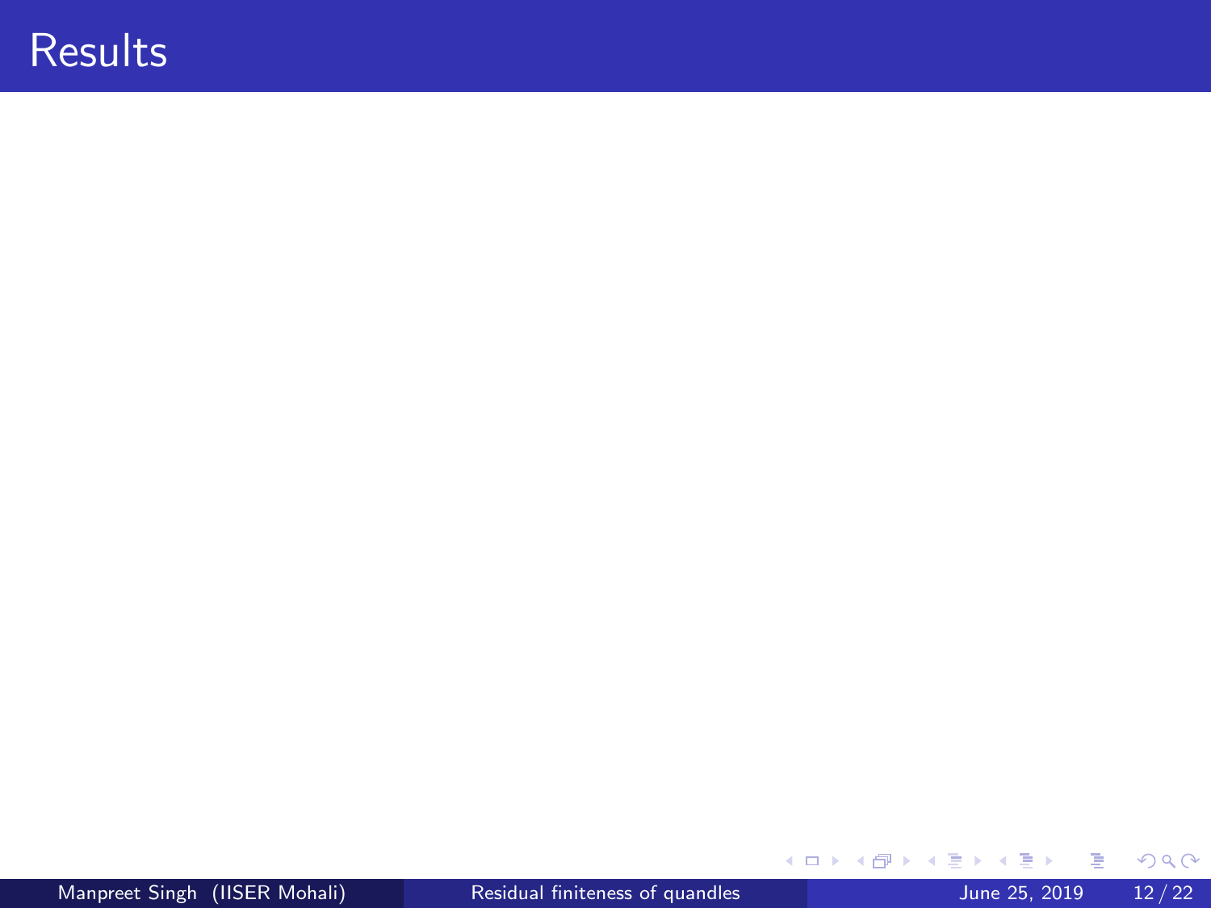# Results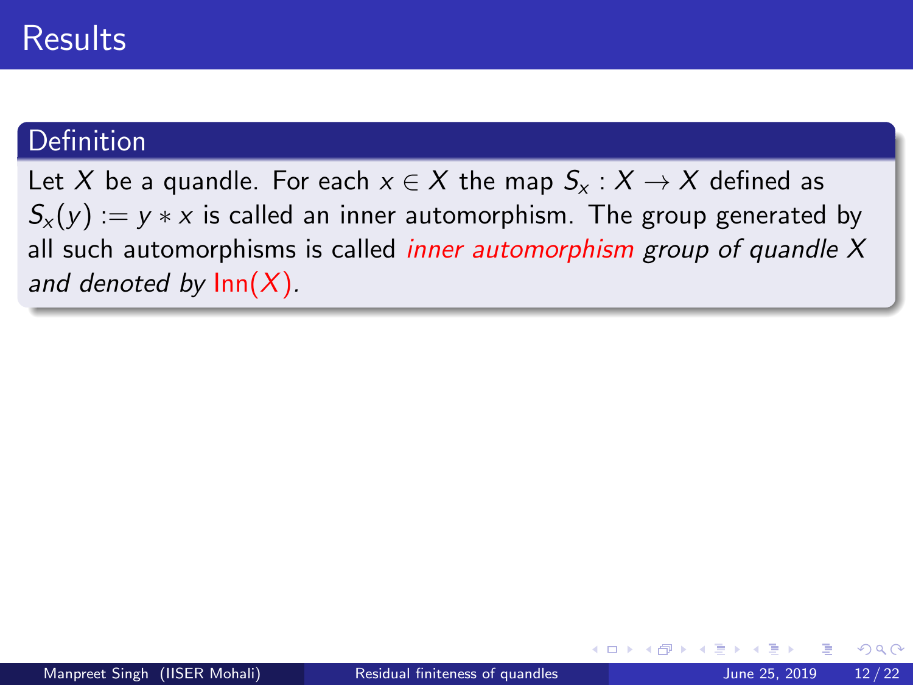# Results

**Definition**

Let $X$ be a quandle. For each $x \in X$ the map $S_x : X \to X$ defined as $S_x(y) := y * x$ is called an inner automorphism. The group generated by all such automorphisms is called *inner automorphism group of quandle $X$ and denoted by* $\text{Inn}(X)$.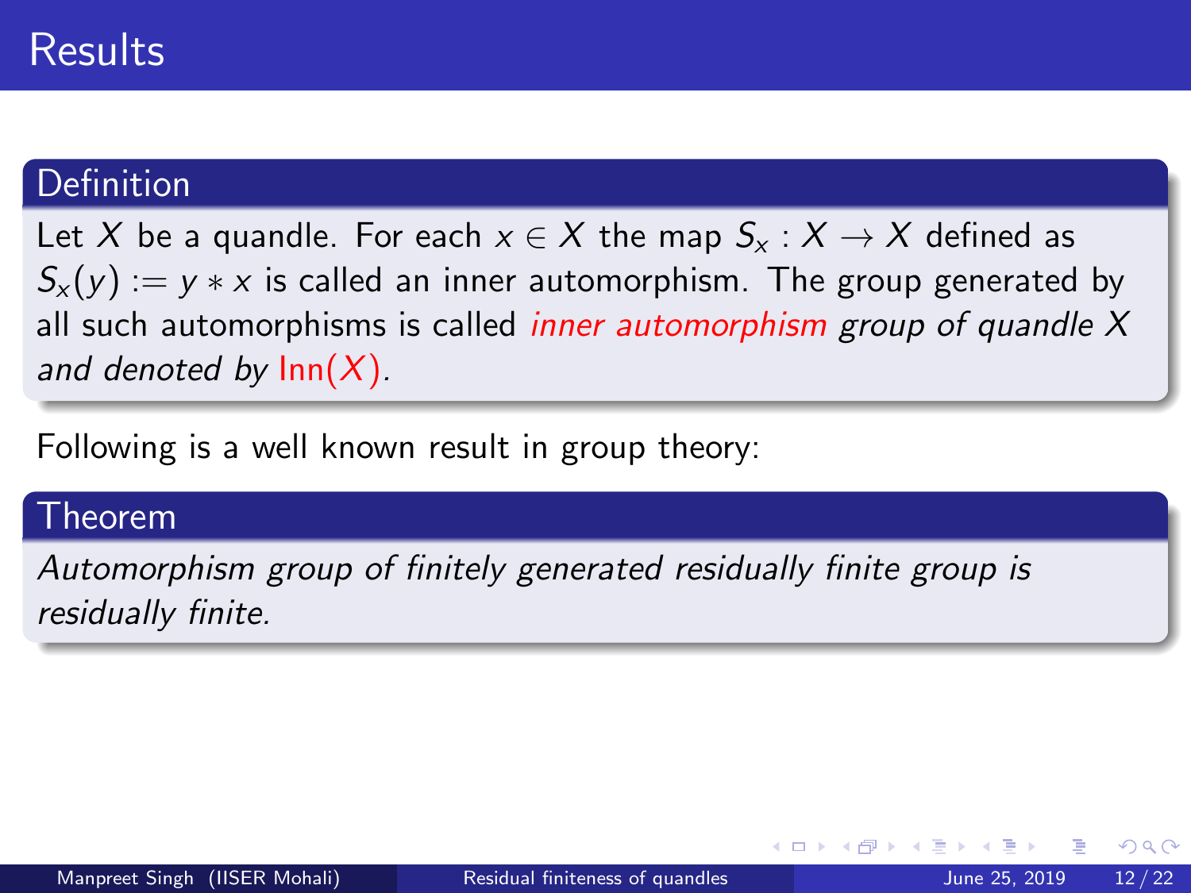# Results

**Definition**

Let $X$ be a quandle. For each $x \in X$ the map $S_x : X \to X$ defined as $S_x(y) := y * x$ is called an inner automorphism. The group generated by all such automorphisms is called *inner automorphism group of quandle $X$ and denoted by $\text{Inn}(X)$.*

Following is a well known result in group theory:

**Theorem**

*Automorphism group of finitely generated residually finite group is residually finite.*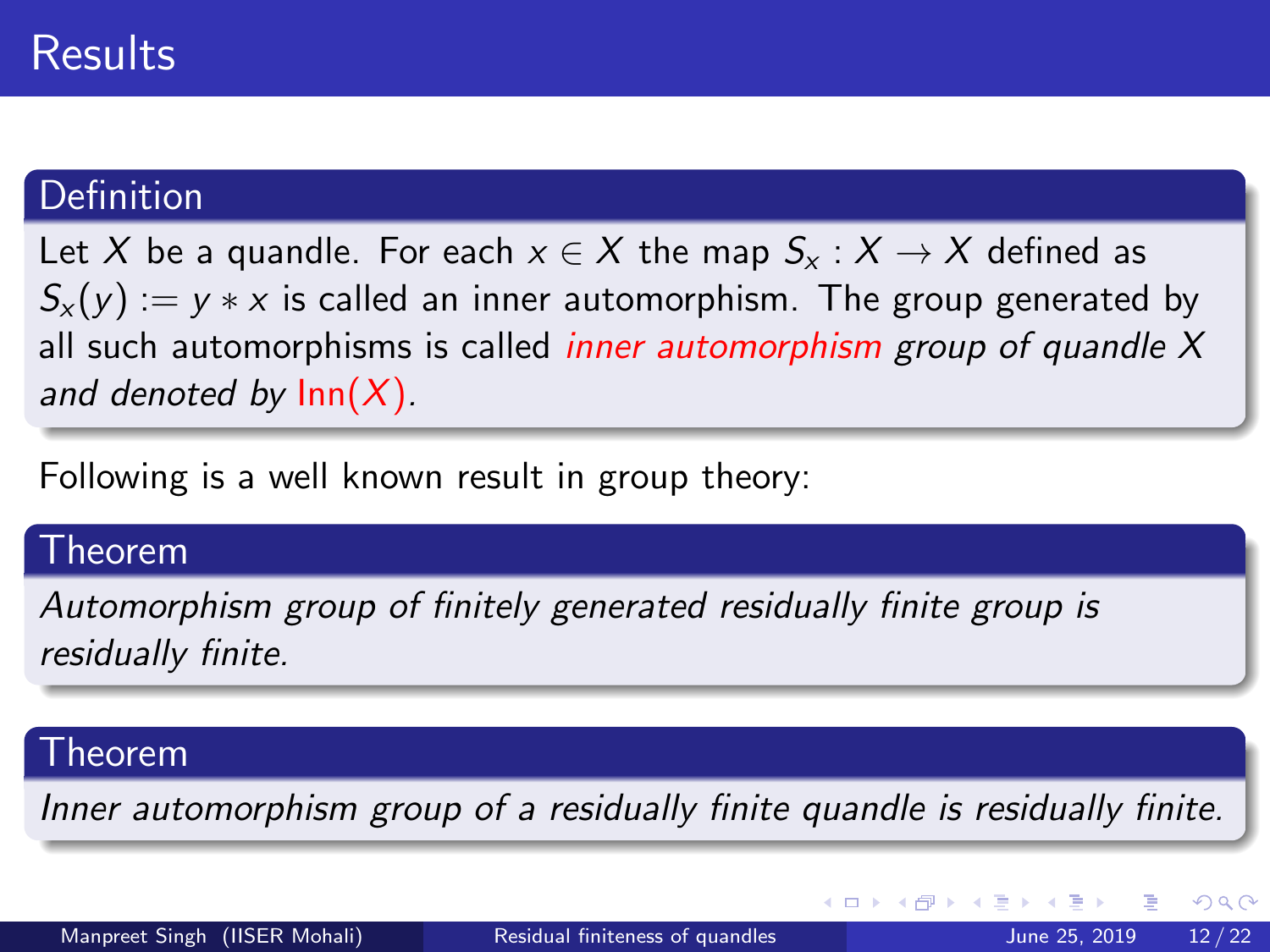# Results

**Definition**

Let $X$ be a quandle. For each $x \in X$ the map $S_x : X \to X$ defined as $S_x(y) := y * x$ is called an inner automorphism. The group generated by all such automorphisms is called *inner automorphism group of quandle $X$ and denoted by $\text{Inn}(X)$.*

Following is a well known result in group theory:

**Theorem**

*Automorphism group of finitely generated residually finite group is residually finite.*

**Theorem**

*Inner automorphism group of a residually finite quandle is residually finite.*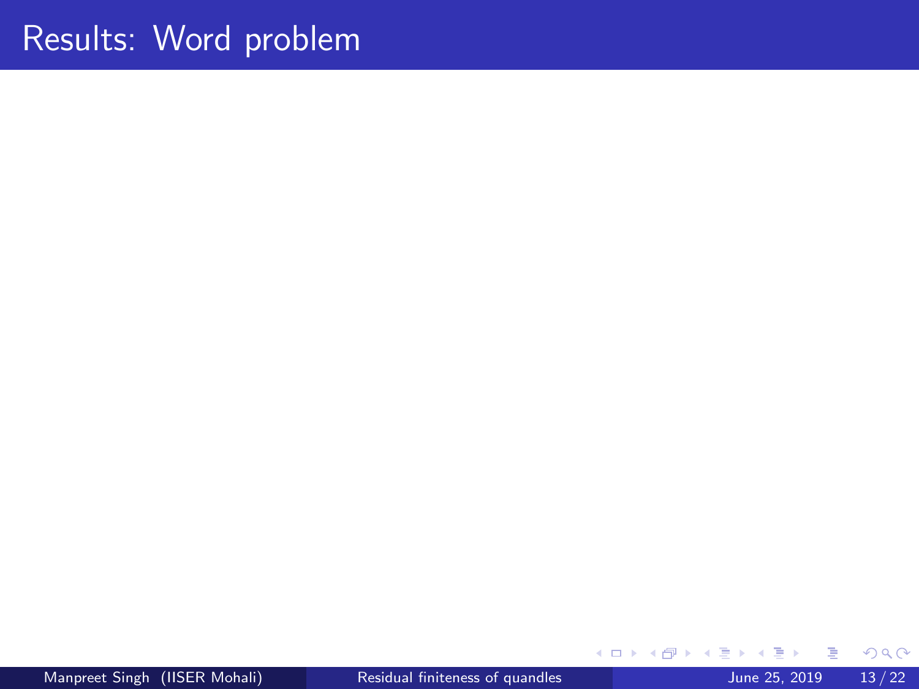# Results: Word problem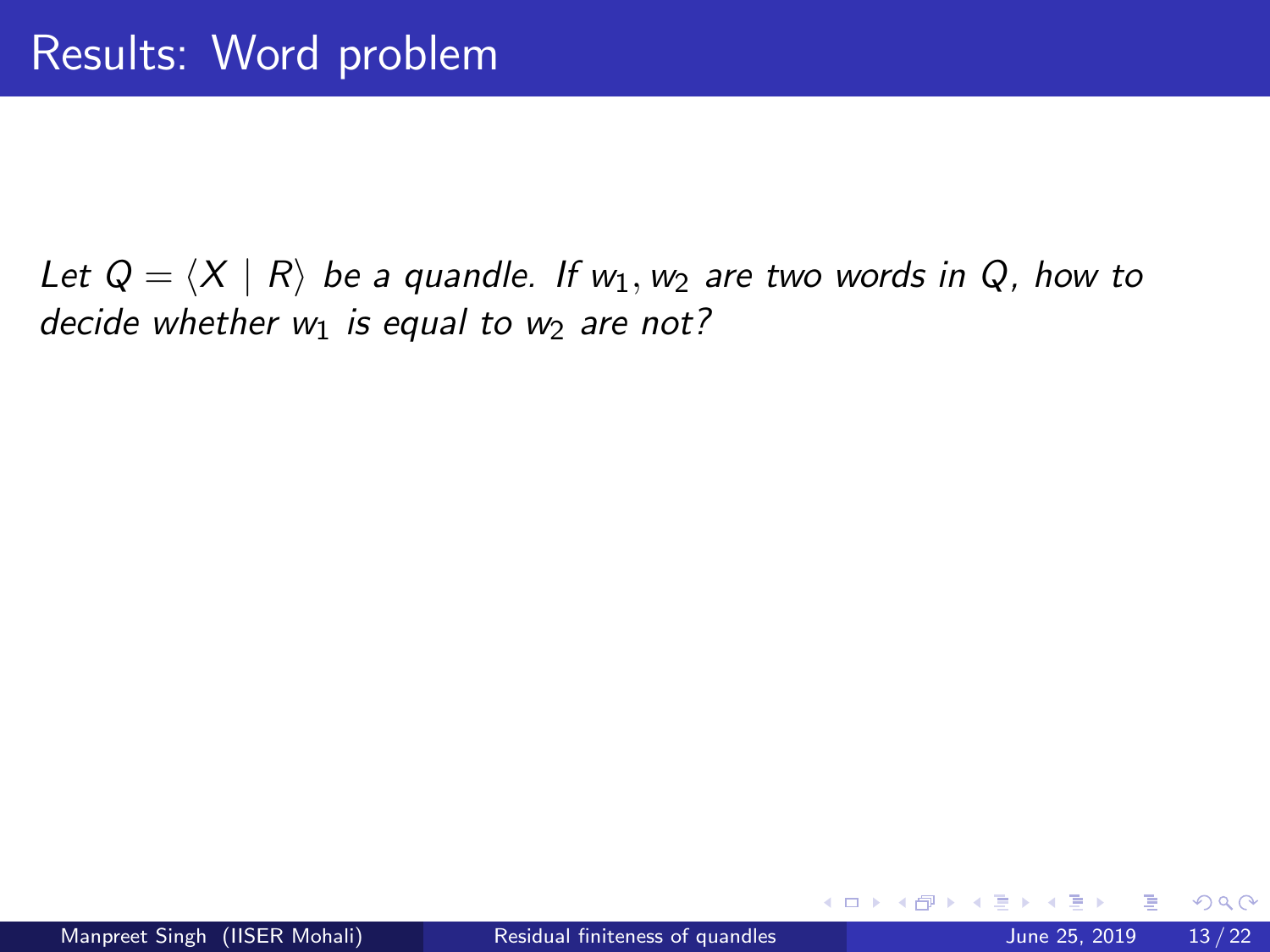# Results: Word problem

*Let $Q = \langle X \mid R \rangle$ be a quandle. If $w_1, w_2$ are two words in $Q$, how to decide whether $w_1$ is equal to $w_2$ are not?*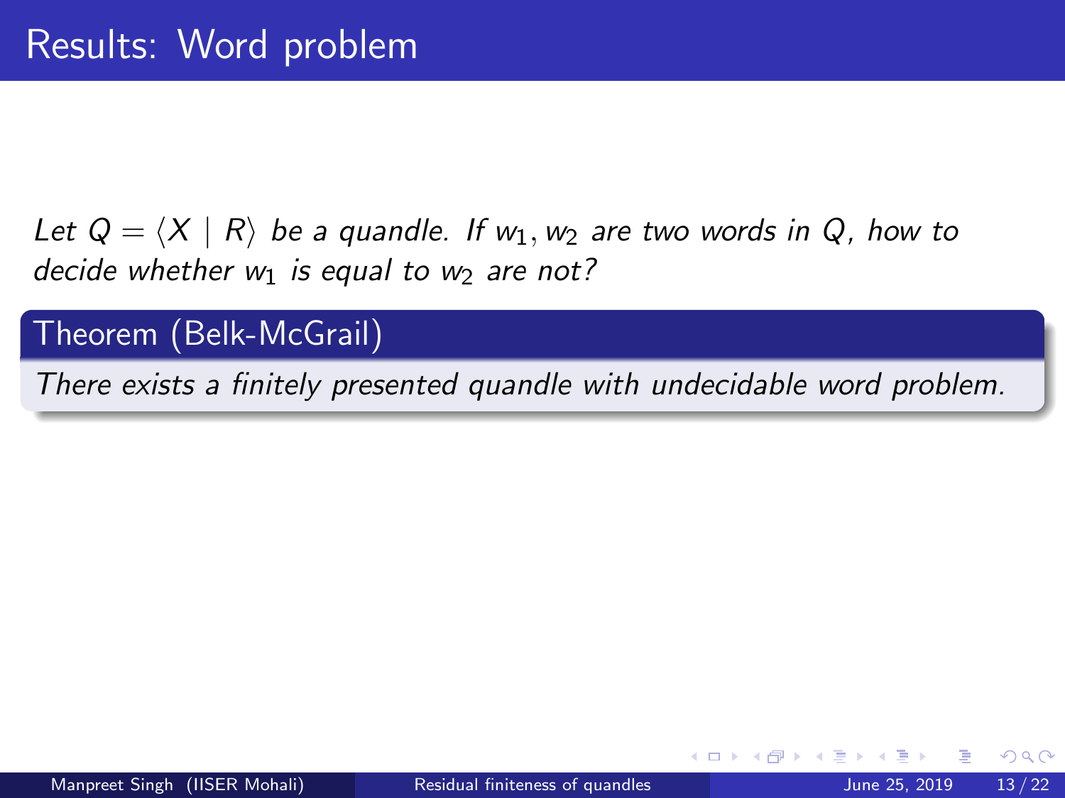# Results: Word problem

*Let $Q = \langle X \mid R \rangle$ be a quandle. If $w_1, w_2$ are two words in $Q$, how to decide whether $w_1$ is equal to $w_2$ are not?*

**Theorem (Belk-McGrail)**

*There exists a finitely presented quandle with undecidable word problem.*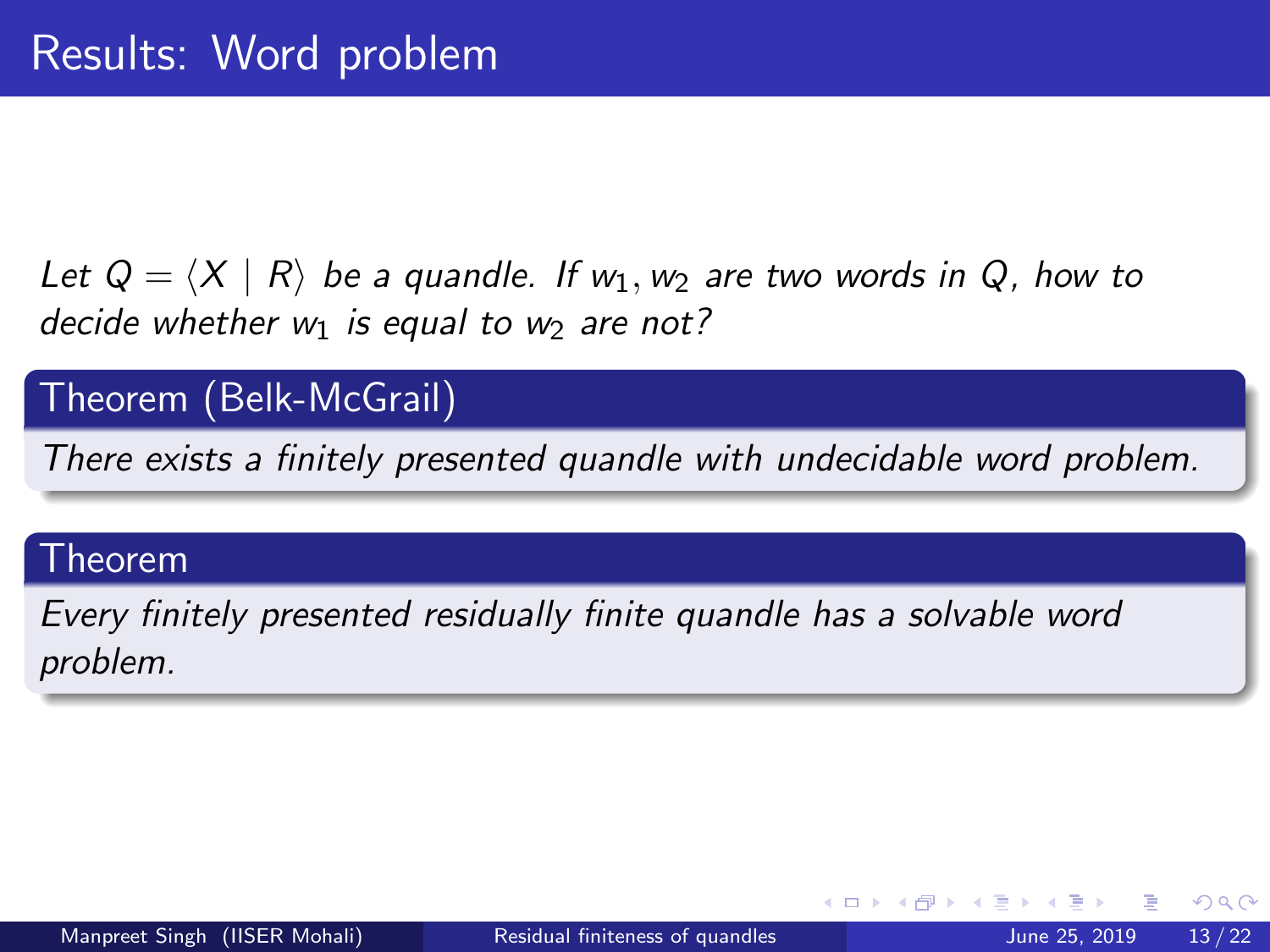# Results: Word problem

*Let $Q = \langle X \mid R \rangle$ be a quandle. If $w_1, w_2$ are two words in $Q$, how to decide whether $w_1$ is equal to $w_2$ are not?*

**Theorem (Belk-McGrail)**

*There exists a finitely presented quandle with undecidable word problem.*

**Theorem**

*Every finitely presented residually finite quandle has a solvable word problem.*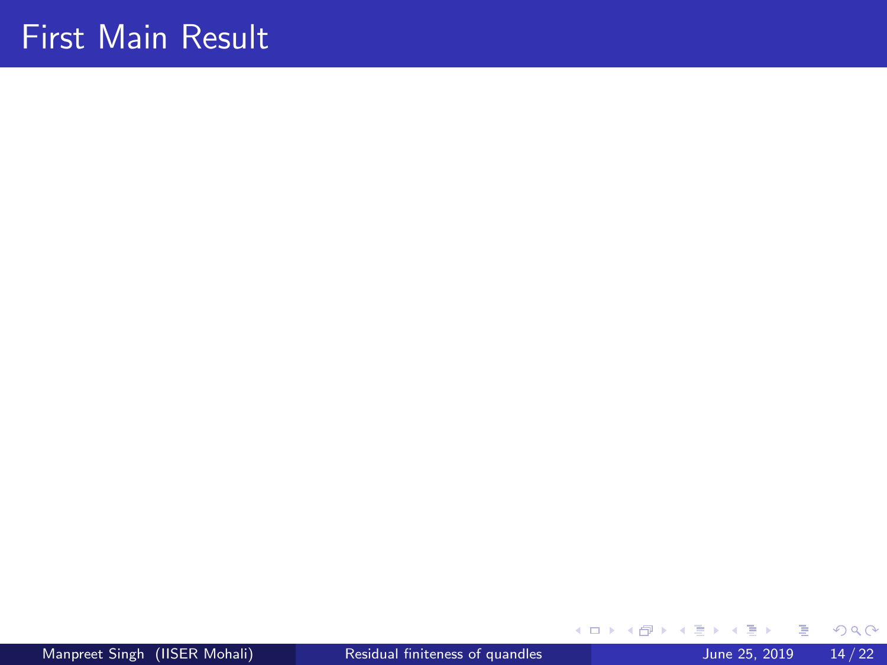# First Main Result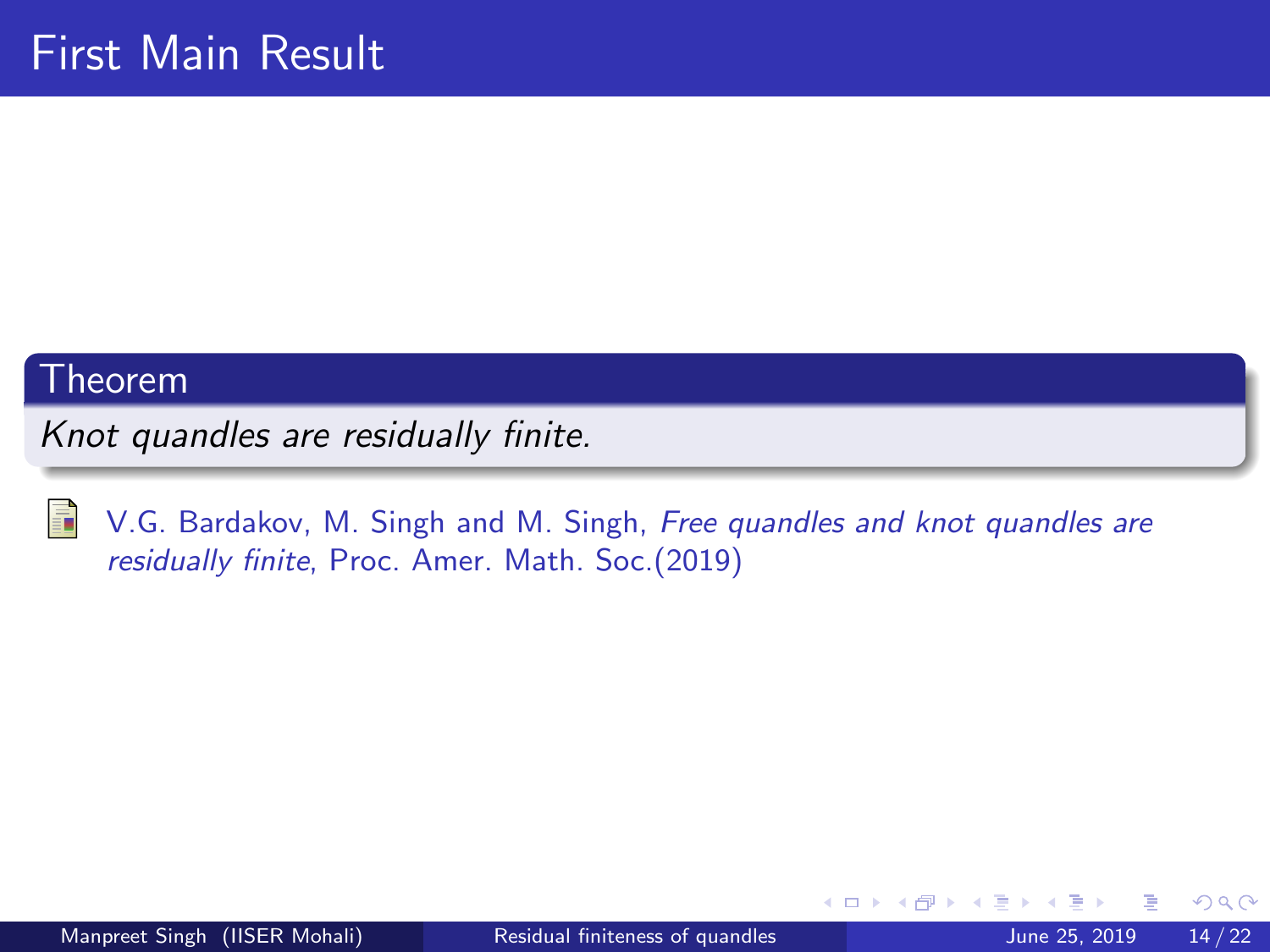# First Main Result

**Theorem**

*Knot quandles are residually finite.*

V.G. Bardakov, M. Singh and M. Singh, *Free quandles and knot quandles are residually finite*, Proc. Amer. Math. Soc.(2019)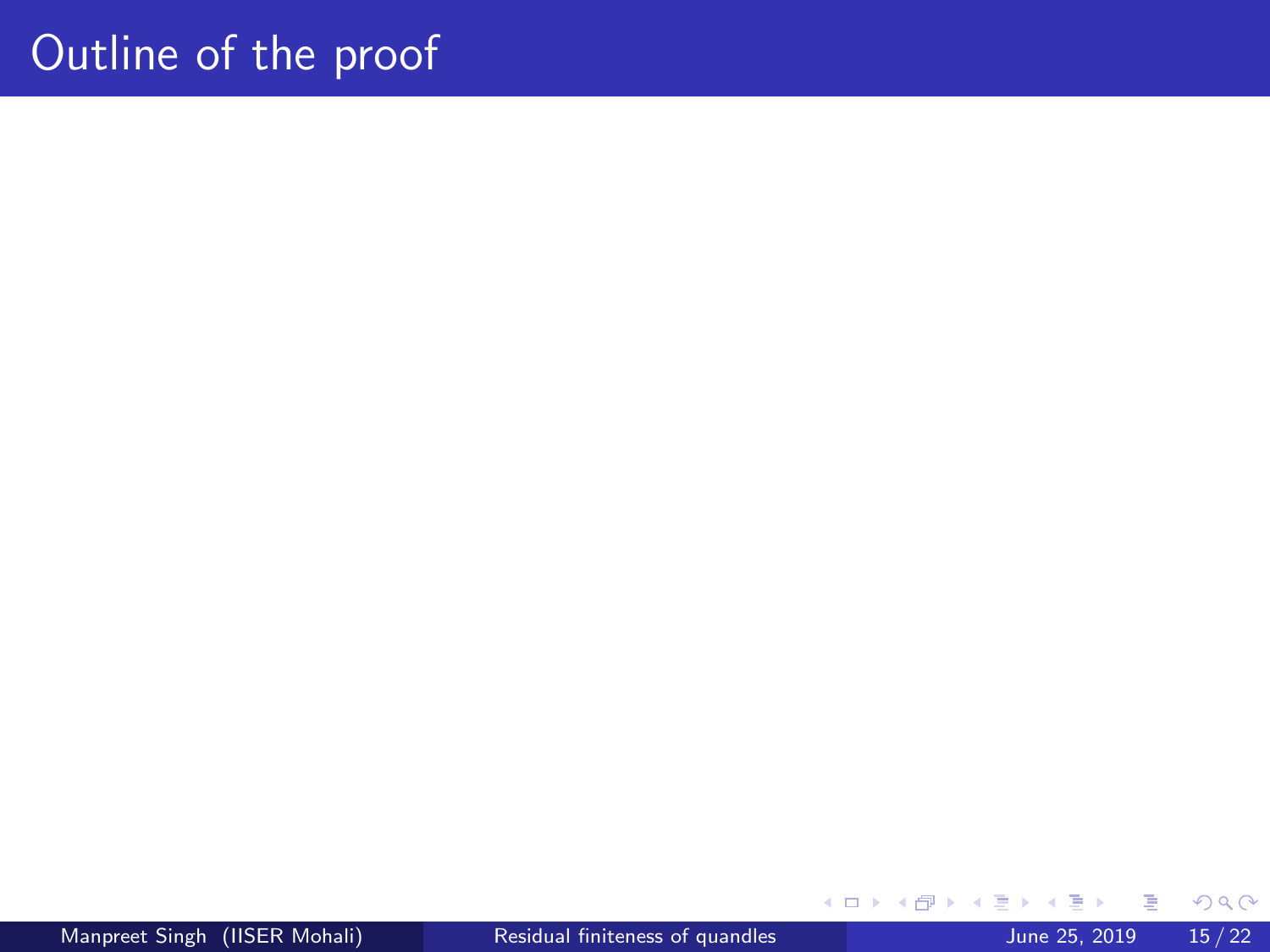# Outline of the proof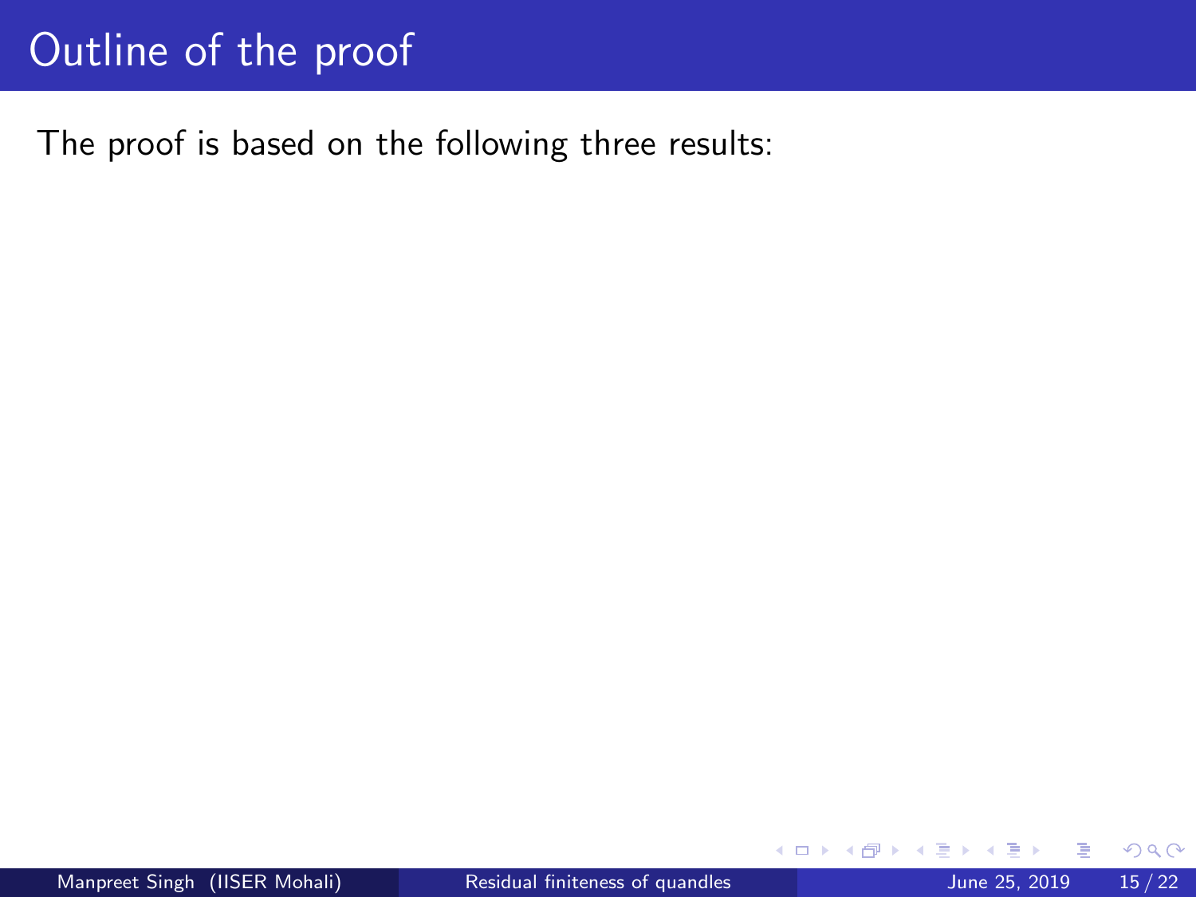# Outline of the proof

The proof is based on the following three results: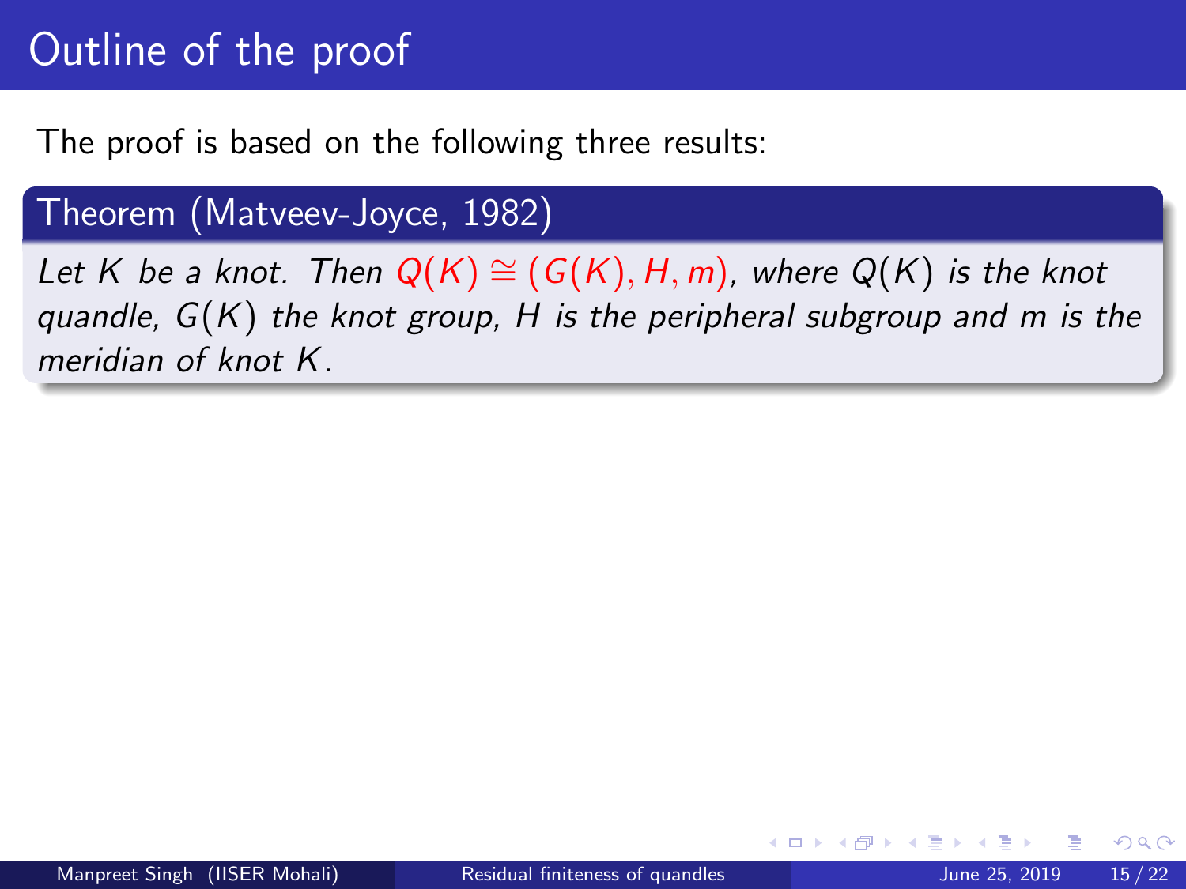# Outline of the proof

The proof is based on the following three results:

**Theorem (Matveev-Joyce, 1982)**

*Let $K$ be a knot. Then $Q(K) \cong (G(K), H, m)$, where $Q(K)$ is the knot quandle, $G(K)$ the knot group, $H$ is the peripheral subgroup and $m$ is the meridian of knot $K$.*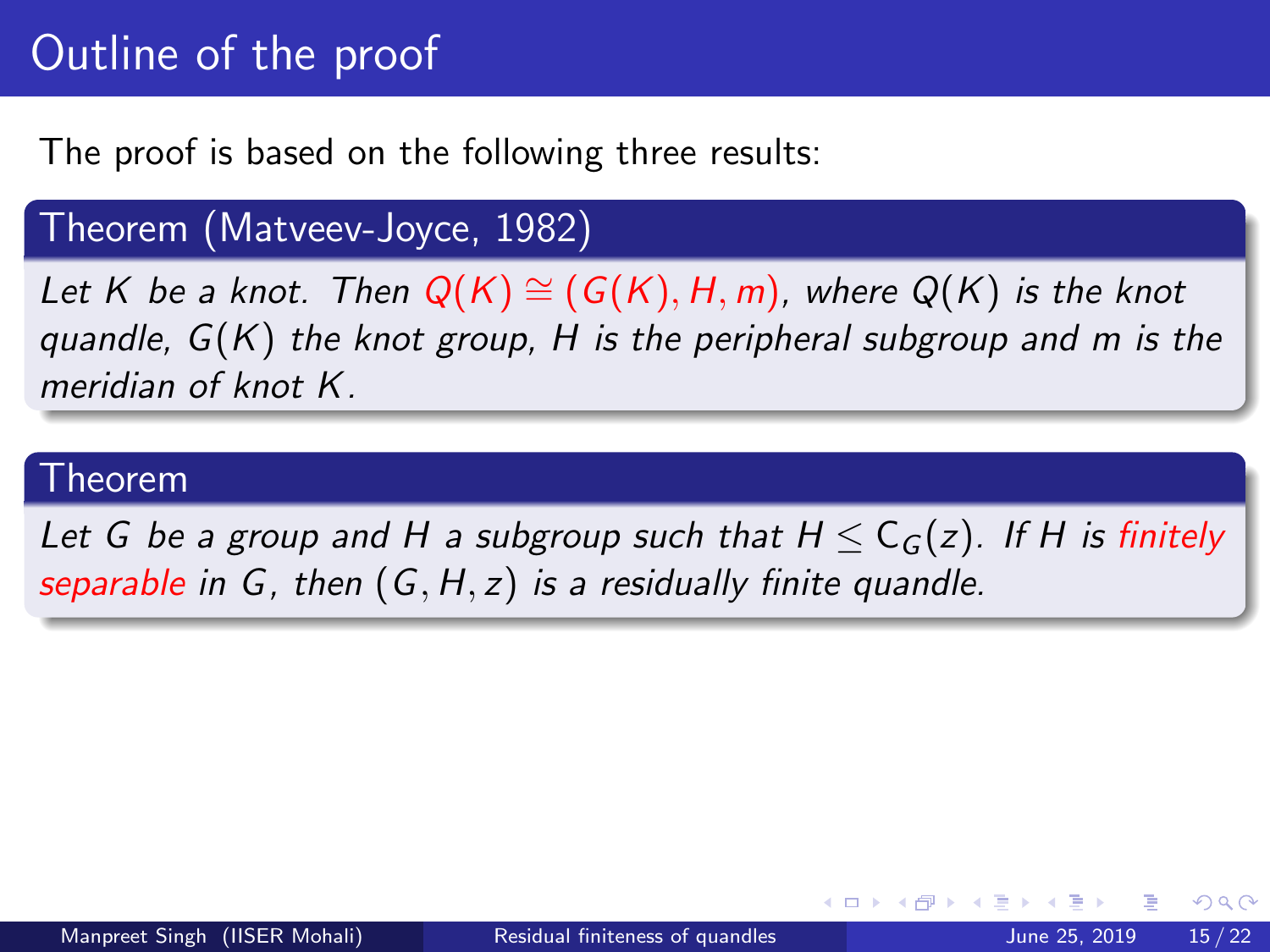# Outline of the proof

The proof is based on the following three results:

**Theorem (Matveev-Joyce, 1982)**

*Let $K$ be a knot. Then $Q(K) \cong (G(K), H, m)$, where $Q(K)$ is the knot quandle, $G(K)$ the knot group, $H$ is the peripheral subgroup and $m$ is the meridian of knot $K$.*

**Theorem**

*Let $G$ be a group and $H$ a subgroup such that $H \leq \mathrm{C}_G(z)$. If $H$ is finitely separable in $G$, then $(G, H, z)$ is a residually finite quandle.*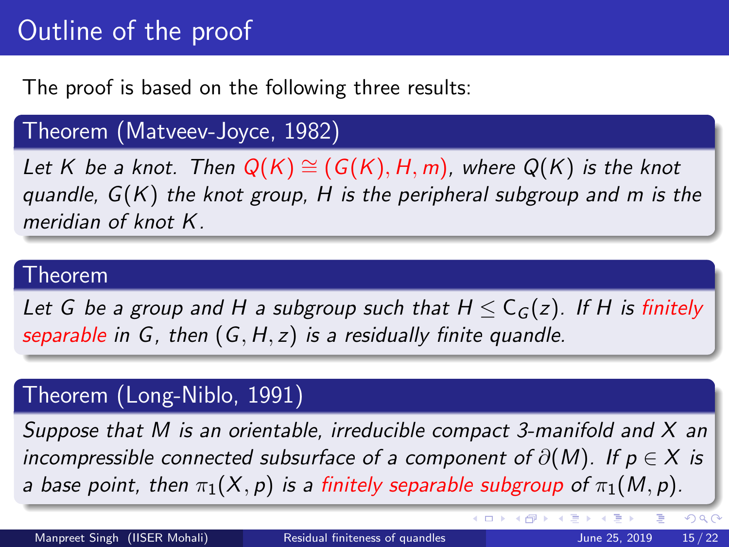# Outline of the proof

The proof is based on the following three results:

**Theorem (Matveev-Joyce, 1982)**

*Let $K$ be a knot. Then $Q(K) \cong (G(K), H, m)$, where $Q(K)$ is the knot quandle, $G(K)$ the knot group, $H$ is the peripheral subgroup and $m$ is the meridian of knot $K$.*

**Theorem**

*Let $G$ be a group and $H$ a subgroup such that $H \leq \mathrm{C}_G(z)$. If $H$ is finitely separable in $G$, then $(G, H, z)$ is a residually finite quandle.*

**Theorem (Long-Niblo, 1991)**

*Suppose that $M$ is an orientable, irreducible compact 3-manifold and $X$ an incompressible connected subsurface of a component of $\partial(M)$. If $p \in X$ is a base point, then $\pi_1(X, p)$ is a finitely separable subgroup of $\pi_1(M, p)$.*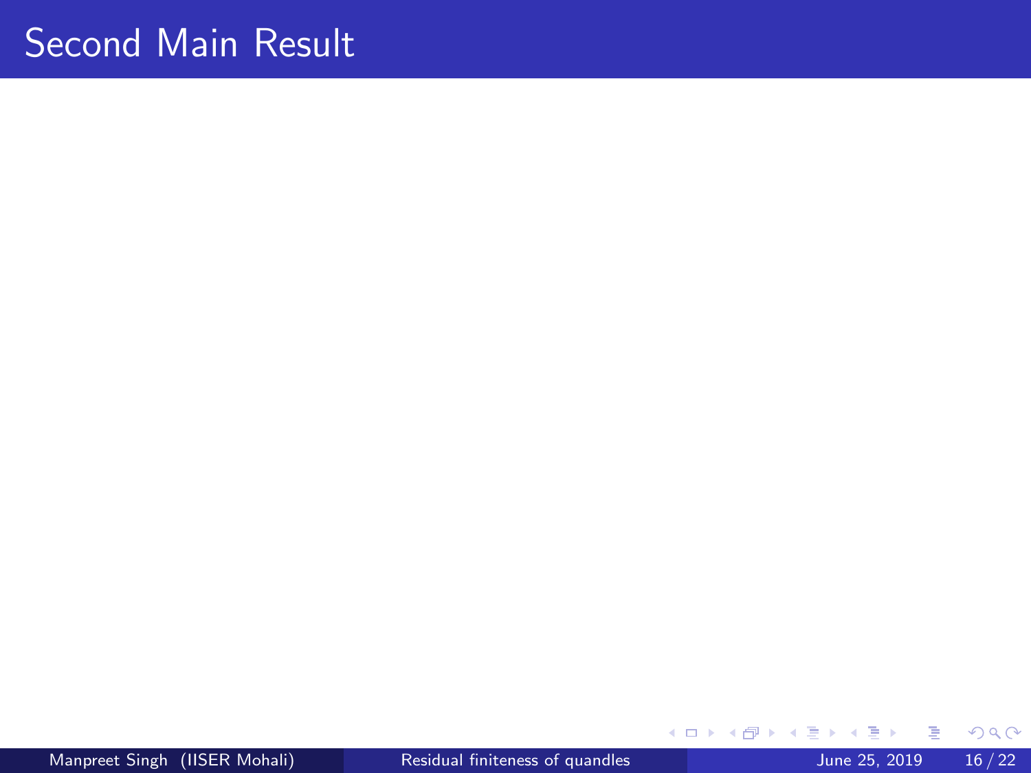# Second Main Result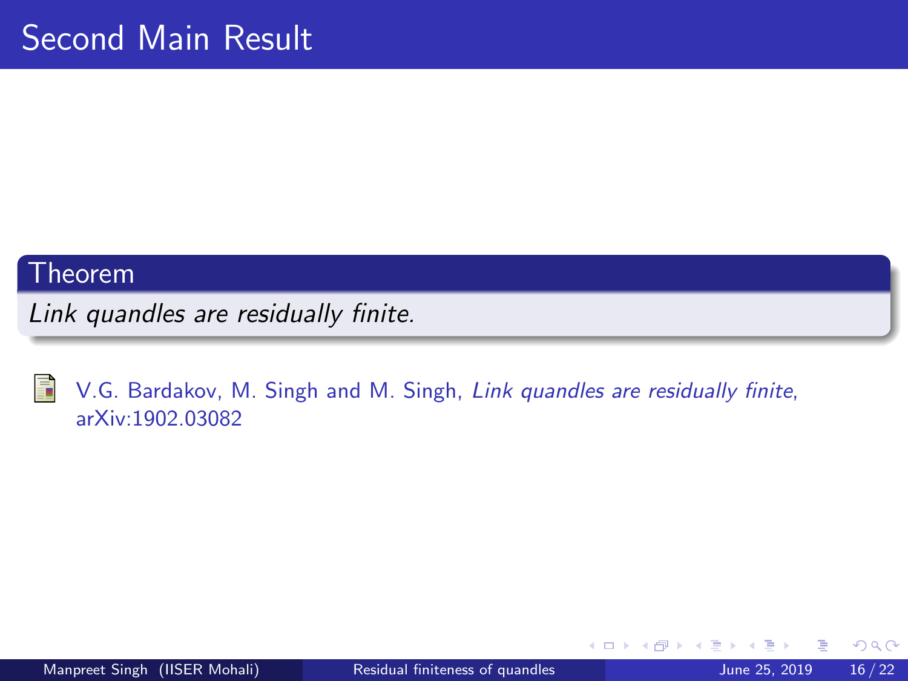# Second Main Result

**Theorem**

*Link quandles are residually finite.*

V.G. Bardakov, M. Singh and M. Singh, *Link quandles are residually finite*, arXiv:1902.03082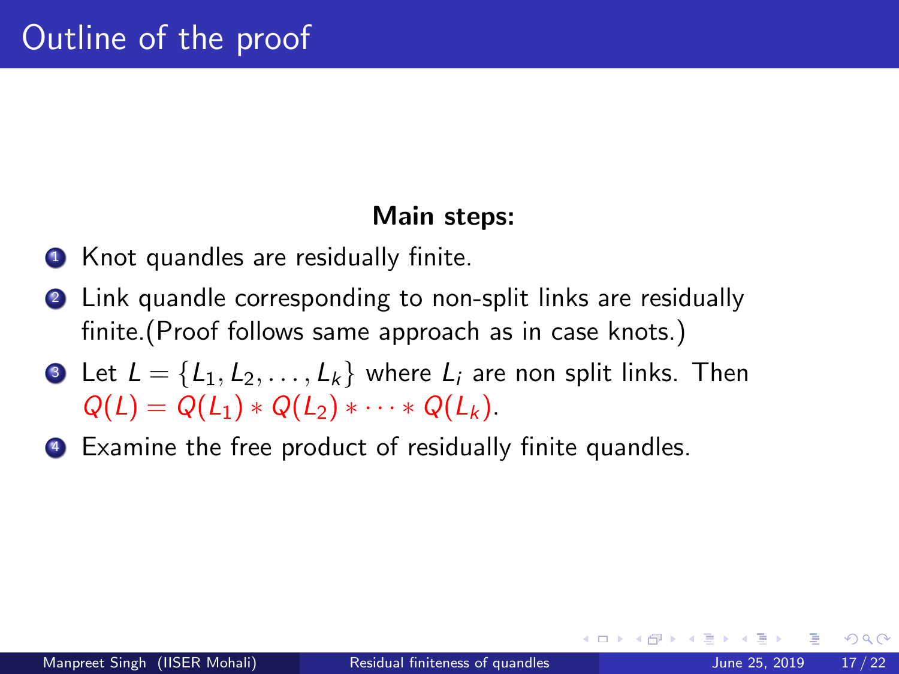# Outline of the proof

**Main steps:**

1. Knot quandles are residually finite.
2. Link quandle corresponding to non-split links are residually finite.(Proof follows same approach as in case knots.)
3. Let $L = \{L_1, L_2, \dots, L_k\}$ where $L_i$ are non split links. Then $Q(L) = Q(L_1) * Q(L_2) * \cdots * Q(L_k)$.
4. Examine the free product of residually finite quandles.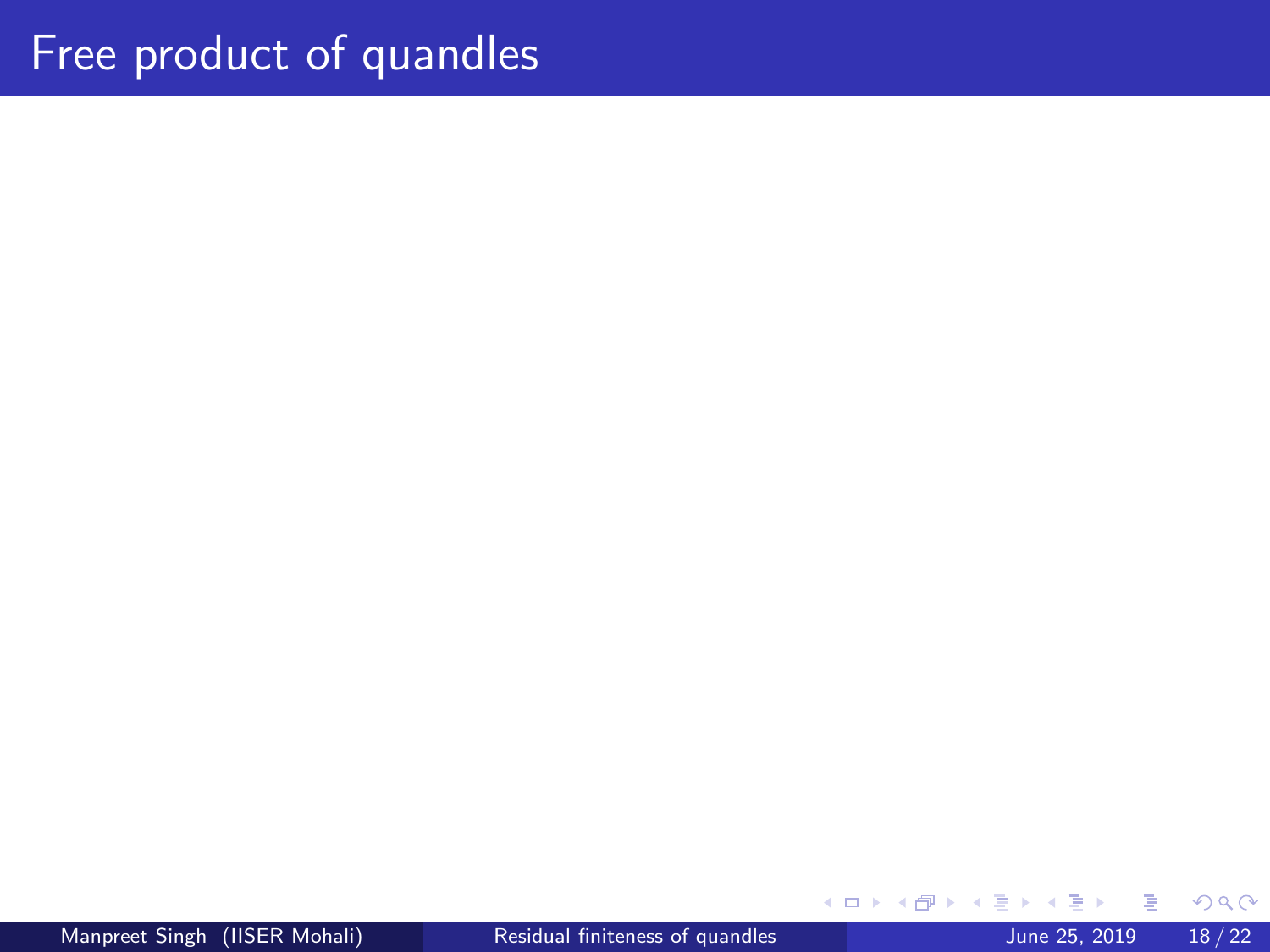# Free product of quandles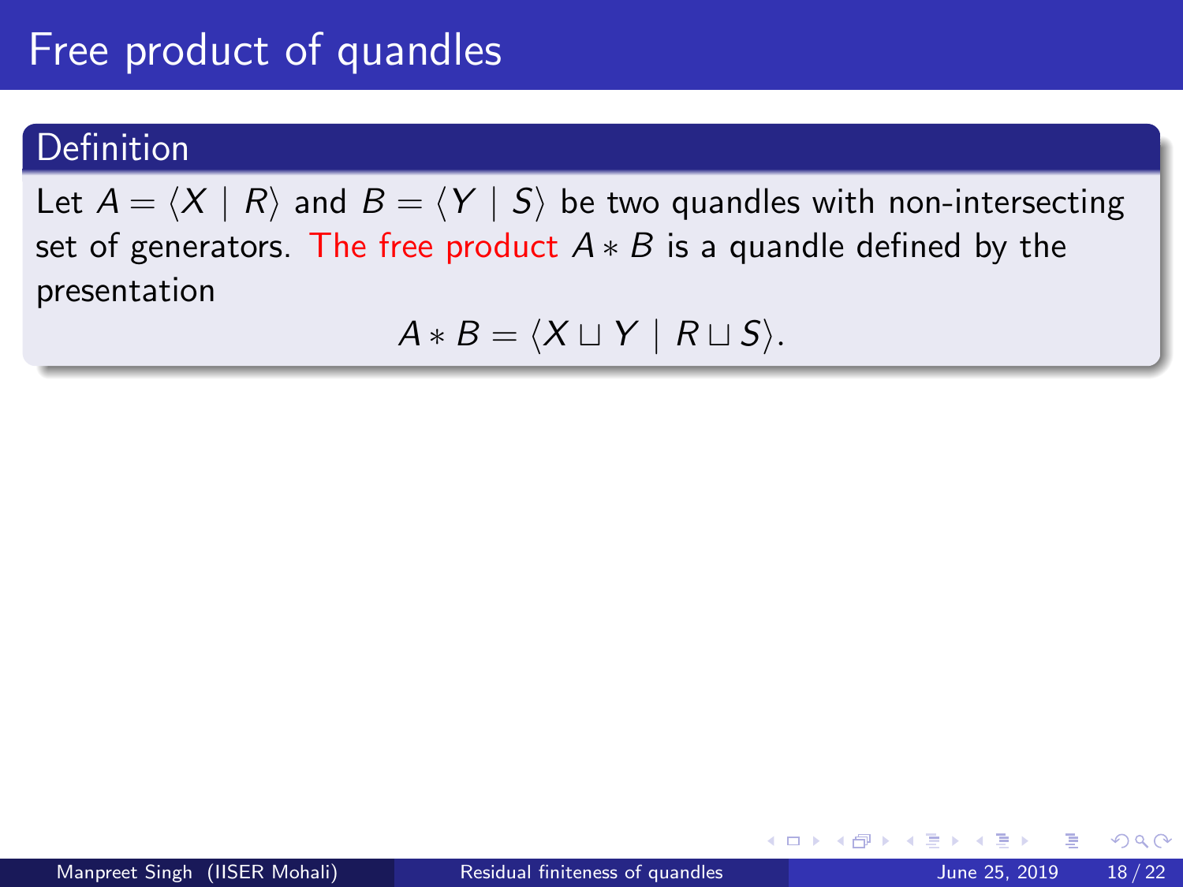# Free product of quandles

**Definition**

Let $A = \langle X \mid R \rangle$ and $B = \langle Y \mid S \rangle$ be two quandles with non-intersecting set of generators. The free product $A * B$ is a quandle defined by the presentation

$$A * B = \langle X \sqcup Y \mid R \sqcup S \rangle.$$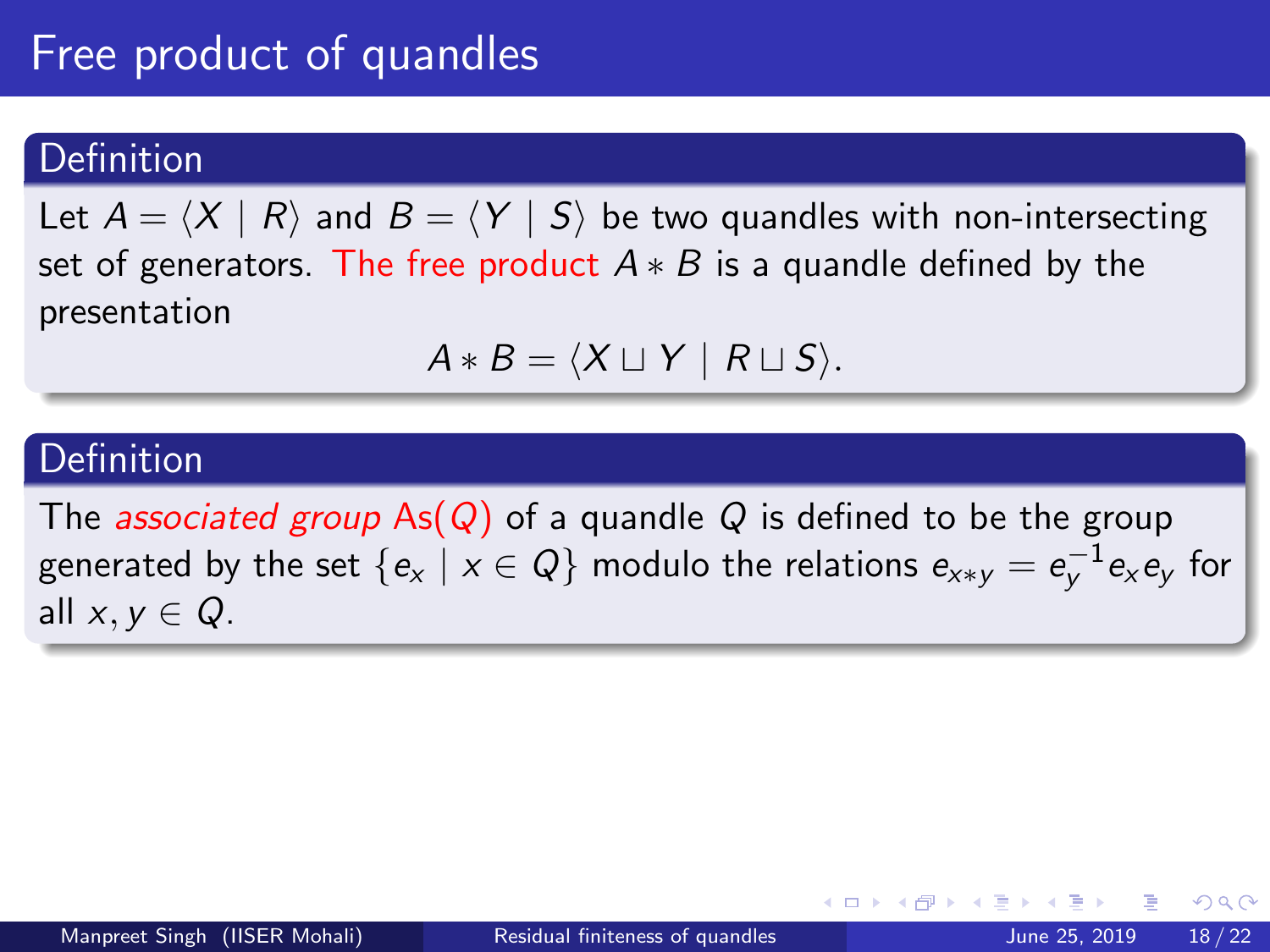# Free product of quandles

### Definition

Let $A = \langle X \mid R \rangle$ and $B = \langle Y \mid S \rangle$ be two quandles with non-intersecting set of generators. The free product $A * B$ is a quandle defined by the presentation

$$A * B = \langle X \sqcup Y \mid R \sqcup S \rangle.$$

### Definition

The *associated group* $\mathrm{As}(Q)$ of a quandle $Q$ is defined to be the group generated by the set $\{e_x \mid x \in Q\}$ modulo the relations $e_{x*y} = e_y^{-1} e_x e_y$ for all $x, y \in Q$.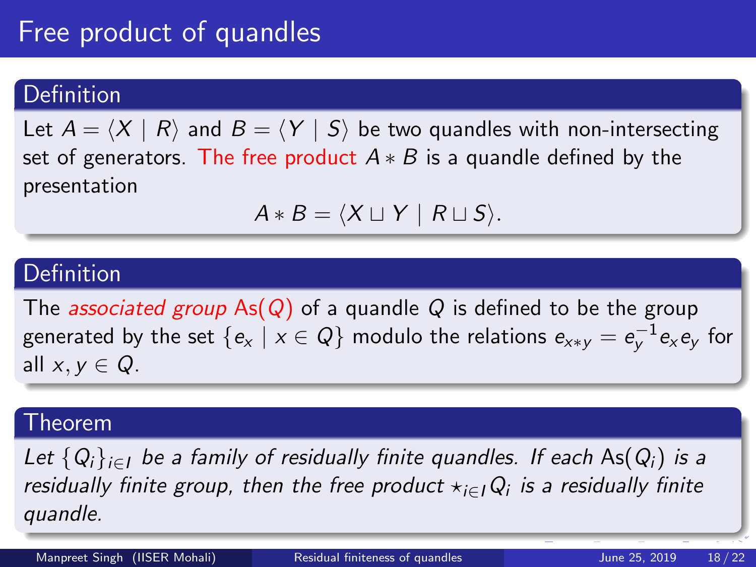# Free product of quandles

**Definition**

Let $A = \langle X \mid R \rangle$ and $B = \langle Y \mid S \rangle$ be two quandles with non-intersecting set of generators. The free product $A * B$ is a quandle defined by the presentation

$$A * B = \langle X \sqcup Y \mid R \sqcup S \rangle.$$

**Definition**

The *associated group* $\mathrm{As}(Q)$ of a quandle $Q$ is defined to be the group generated by the set $\{e_x \mid x \in Q\}$ modulo the relations $e_{x*y} = e_y^{-1} e_x e_y$ for all $x, y \in Q$.

**Theorem**

*Let $\{Q_i\}_{i \in I}$ be a family of residually finite quandles. If each $\mathrm{As}(Q_i)$ is a residually finite group, then the free product $\star_{i \in I} Q_i$ is a residually finite quandle.*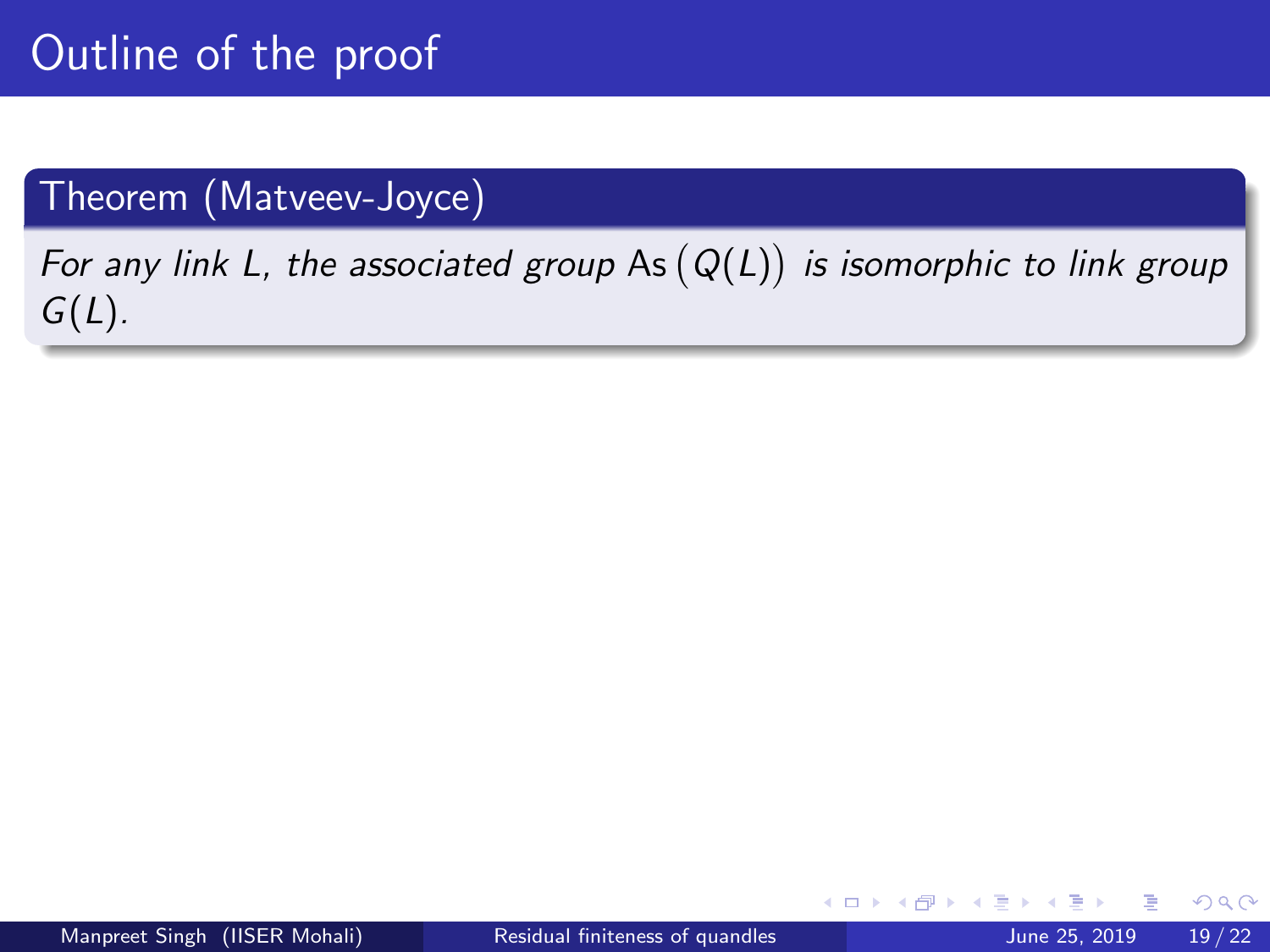# Outline of the proof

**Theorem (Matveev-Joyce)**

*For any link $L$, the associated group $\mathrm{As}\big(Q(L)\big)$ is isomorphic to link group $G(L)$.*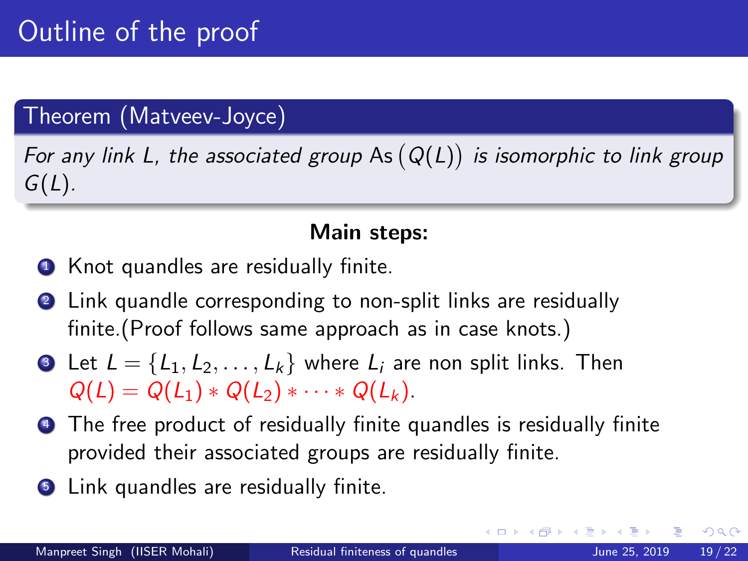# Outline of the proof

**Theorem (Matveev-Joyce)**

*For any link $L$, the associated group $\text{As}\big(Q(L)\big)$ is isomorphic to link group $G(L)$.*

**Main steps:**

1. Knot quandles are residually finite.
2. Link quandle corresponding to non-split links are residually finite.(Proof follows same approach as in case knots.)
3. Let $L = \{L_1, L_2, \ldots, L_k\}$ where $L_i$ are non split links. Then $Q(L) = Q(L_1) * Q(L_2) * \cdots * Q(L_k)$.
4. The free product of residually finite quandles is residually finite provided their associated groups are residually finite.
5. Link quandles are residually finite.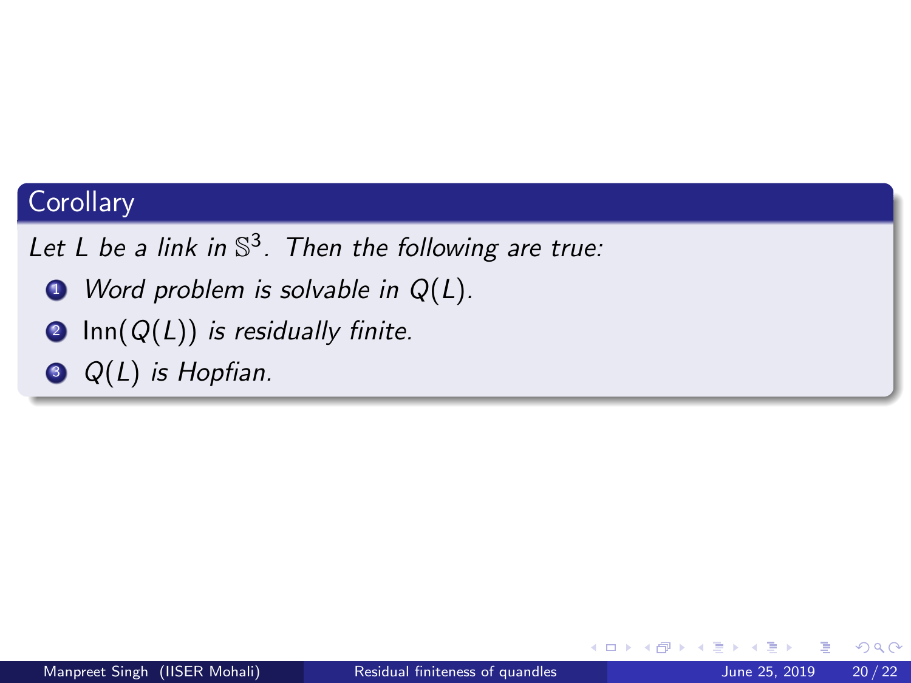### Corollary

*Let $L$ be a link in $\mathbb{S}^3$. Then the following are true:*

1. *Word problem is solvable in $Q(L)$.*
2. $\operatorname{Inn}(Q(L))$ *is residually finite.*
3. *$Q(L)$ is Hopfian.*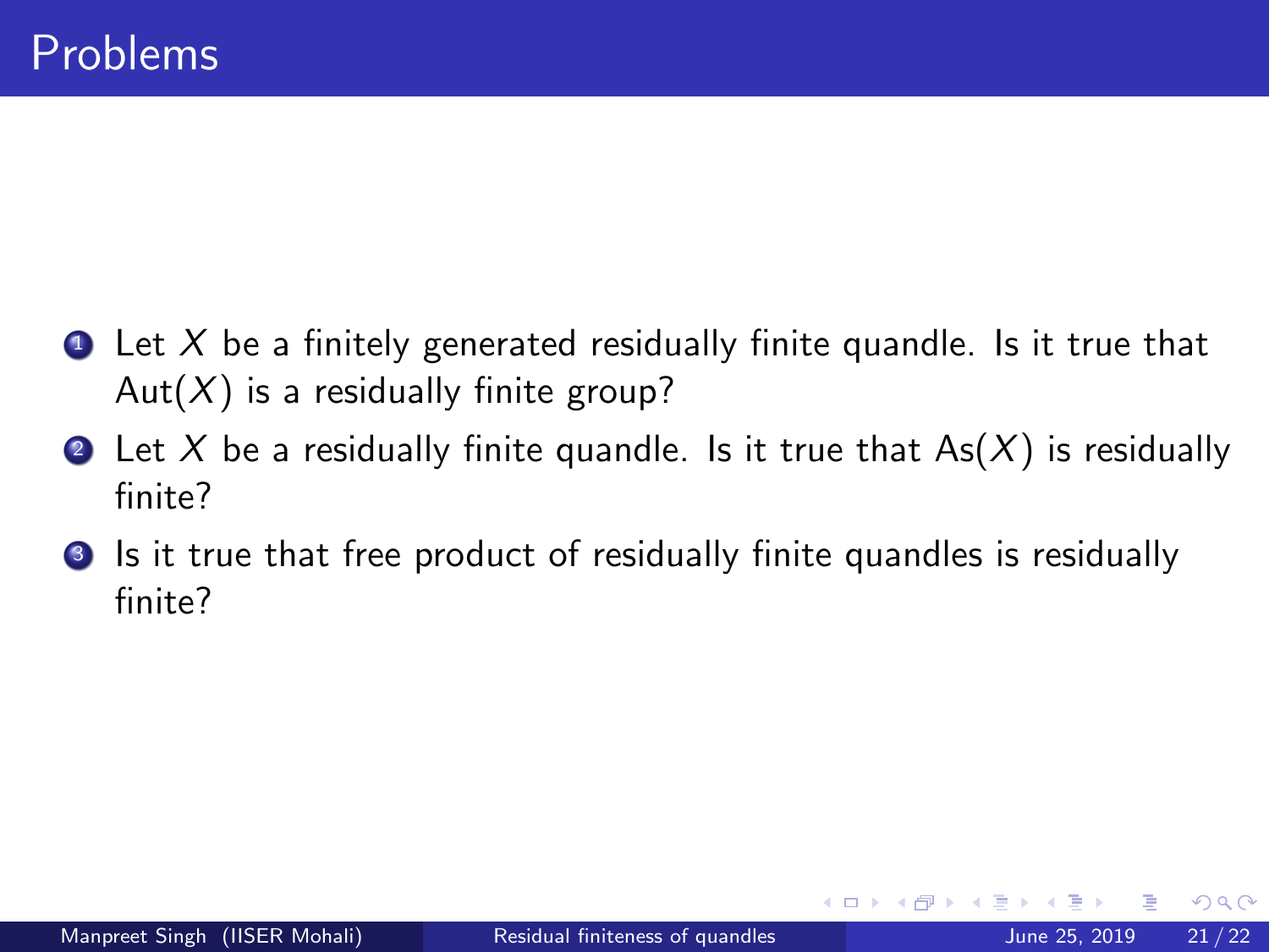# Problems

1. Let $X$ be a finitely generated residually finite quandle. Is it true that $\text{Aut}(X)$ is a residually finite group?
2. Let $X$ be a residually finite quandle. Is it true that $\text{As}(X)$ is residually finite?
3. Is it true that free product of residually finite quandles is residually finite?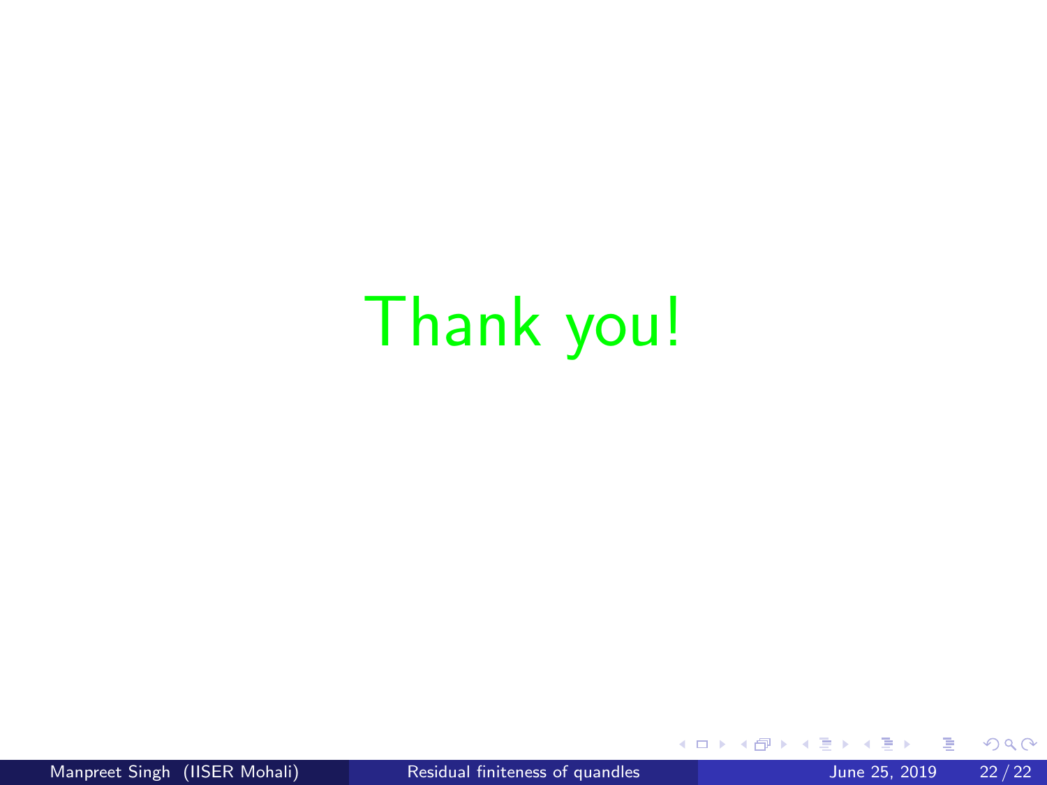Thank you!